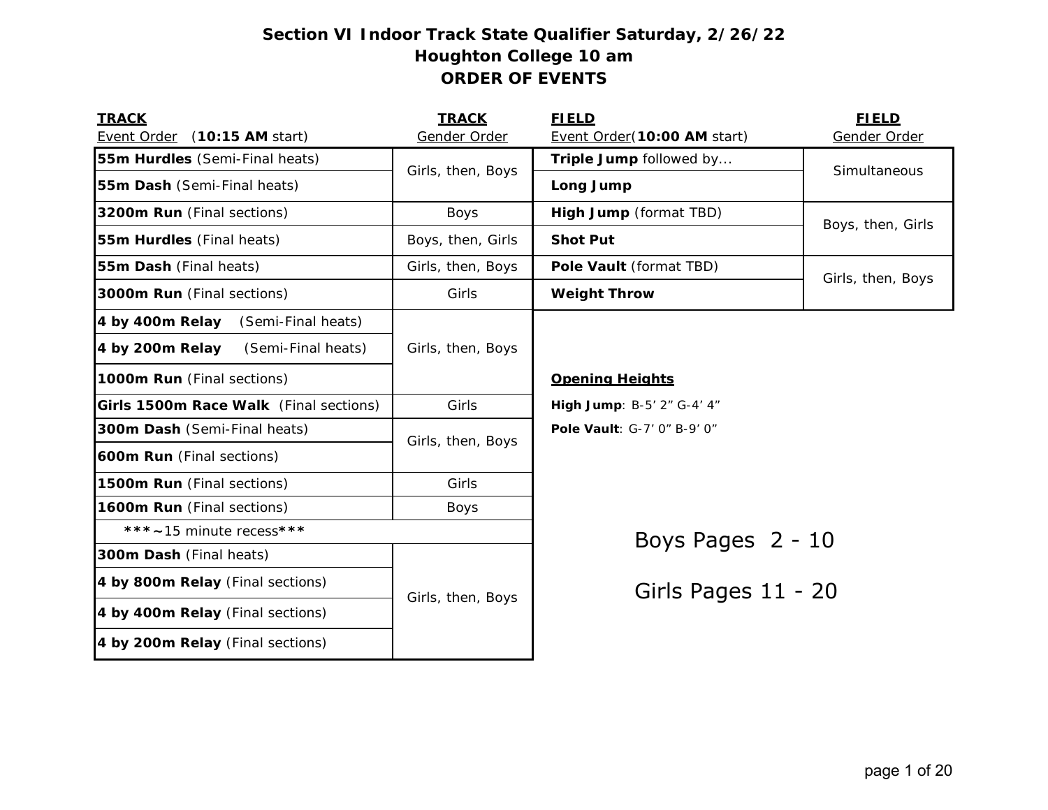# Section VI Indoor Track State Qualifier Saturday, 2/26/22
## Houghton College 10 am
## ORDER OF EVENTS

| **TRACK** Event Order (**10:15 AM** start) | **TRACK** Gender Order |
|---|---|
| **55m Hurdles** (Semi-Final heats) | Girls, then, Boys |
| **55m Dash** (Semi-Final heats) | |
| **3200m Run** (Final sections) | Boys |
| **55m Hurdles** (Final heats) | Boys, then, Girls |
| **55m Dash** (Final heats) | Girls, then, Boys |
| **3000m Run** (Final sections) | Girls |
| **4 by 400m Relay** (Semi-Final heats) | Girls, then, Boys |
| **4 by 200m Relay** (Semi-Final heats) | |
| **1000m Run** (Final sections) | |
| **Girls 1500m Race Walk** (Final sections) | Girls |
| **300m Dash** (Semi-Final heats) | Girls, then, Boys |
| **600m Run** (Final sections) | |
| **1500m Run** (Final sections) | Girls |
| **1600m Run** (Final sections) | Boys |
| ***~15 minute recess*** | |
| **300m Dash** (Final heats) | Girls, then, Boys |
| **4 by 800m Relay** (Final sections) | |
| **4 by 400m Relay** (Final sections) | |
| **4 by 200m Relay** (Final sections) | |

| **FIELD** Event Order(**10:00 AM** start) | **FIELD** Gender Order |
|---|---|
| **Triple Jump** followed by... | Simultaneous |
| **Long Jump** | |
| **High Jump** (format TBD) | Boys, then, Girls |
| **Shot Put** | |
| **Pole Vault** (format TBD) | Girls, then, Boys |
| **Weight Throw** | |

**Opening Heights**

**High Jump**: B-5’ 2” G-4’ 4”

**Pole Vault**: G-7’ 0” B-9’ 0”

Boys Pages 2 - 10

Girls Pages 11 - 20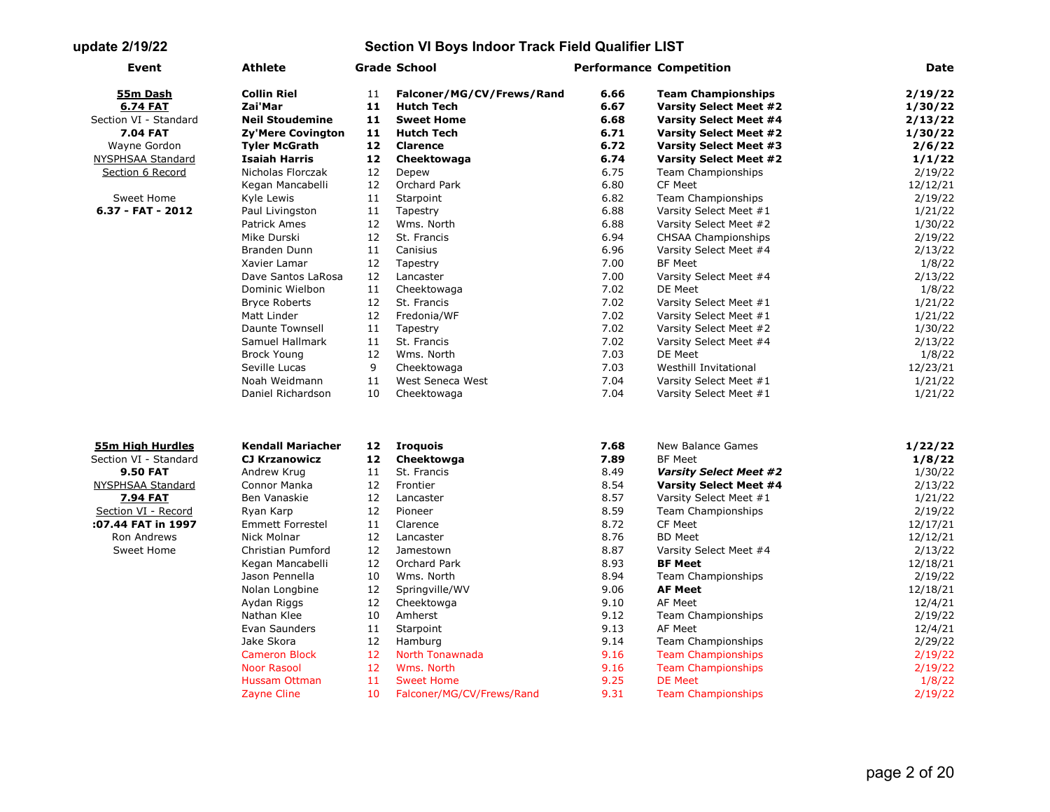**update 2/19/22**

## Section VI Boys Indoor Track Field Qualifier LIST

| Event | Athlete | Grade | School | Performance | Competition | Date |
|---|---|---|---|---|---|---|
| **55m Dash** | **Collin Riel** | 11 | **Falconer/MG/CV/Frews/Rand** | **6.66** | **Team Championships** | **2/19/22** |
| **6.74 FAT** | **Zai'Mar** | **11** | **Hutch Tech** | **6.67** | **Varsity Select Meet #2** | **1/30/22** |
| Section VI - Standard | **Neil Stoudemine** | **11** | **Sweet Home** | **6.68** | **Varsity Select Meet #4** | **2/13/22** |
| **7.04 FAT** | **Zy'Mere Covington** | **11** | **Hutch Tech** | **6.71** | **Varsity Select Meet #2** | **1/30/22** |
| Wayne Gordon | **Tyler McGrath** | **12** | **Clarence** | **6.72** | **Varsity Select Meet #3** | **2/6/22** |
| NYSPHSAA Standard | **Isaiah Harris** | **12** | **Cheektowaga** | **6.74** | **Varsity Select Meet #2** | **1/1/22** |
| Section 6 Record | Nicholas Florczak | 12 | Depew | 6.75 | Team Championships | 2/19/22 |
| | Kegan Mancabelli | 12 | Orchard Park | 6.80 | CF Meet | 12/12/21 |
| Sweet Home | Kyle Lewis | 11 | Starpoint | 6.82 | Team Championships | 2/19/22 |
| **6.37 - FAT - 2012** | Paul Livingston | 11 | Tapestry | 6.88 | Varsity Select Meet #1 | 1/21/22 |
| | Patrick Ames | 12 | Wms. North | 6.88 | Varsity Select Meet #2 | 1/30/22 |
| | Mike Durski | 12 | St. Francis | 6.94 | CHSAA Championships | 2/19/22 |
| | Branden Dunn | 11 | Canisius | 6.96 | Varsity Select Meet #4 | 2/13/22 |
| | Xavier Lamar | 12 | Tapestry | 7.00 | BF Meet | 1/8/22 |
| | Dave Santos LaRosa | 12 | Lancaster | 7.00 | Varsity Select Meet #4 | 2/13/22 |
| | Dominic Wielbon | 11 | Cheektowaga | 7.02 | DE Meet | 1/8/22 |
| | Bryce Roberts | 12 | St. Francis | 7.02 | Varsity Select Meet #1 | 1/21/22 |
| | Matt Linder | 12 | Fredonia/WF | 7.02 | Varsity Select Meet #1 | 1/21/22 |
| | Daunte Townsell | 11 | Tapestry | 7.02 | Varsity Select Meet #2 | 1/30/22 |
| | Samuel Hallmark | 11 | St. Francis | 7.02 | Varsity Select Meet #4 | 2/13/22 |
| | Brock Young | 12 | Wms. North | 7.03 | DE Meet | 1/8/22 |
| | Seville Lucas | 9 | Cheektowaga | 7.03 | Westhill Invitational | 12/23/21 |
| | Noah Weidmann | 11 | West Seneca West | 7.04 | Varsity Select Meet #1 | 1/21/22 |
| | Daniel Richardson | 10 | Cheektowaga | 7.04 | Varsity Select Meet #1 | 1/21/22 |
| **55m High Hurdles** | **Kendall Mariacher** | **12** | **Iroquois** | **7.68** | New Balance Games | **1/22/22** |
| Section VI - Standard | **CJ Krzanowicz** | **12** | **Cheektowga** | **7.89** | BF Meet | **1/8/22** |
| **9.50 FAT** | Andrew Krug | 11 | St. Francis | 8.49 | ***Varsity Select Meet #2*** | 1/30/22 |
| NYSPHSAA Standard | Connor Manka | 12 | Frontier | 8.54 | **Varsity Select Meet #4** | 2/13/22 |
| **7.94 FAT** | Ben Vanaskie | 12 | Lancaster | 8.57 | Varsity Select Meet #1 | 1/21/22 |
| Section VI - Record | Ryan Karp | 12 | Pioneer | 8.59 | Team Championships | 2/19/22 |
| **:07.44 FAT in 1997** | Emmett Forrestel | 11 | Clarence | 8.72 | CF Meet | 12/17/21 |
| Ron Andrews | Nick Molnar | 12 | Lancaster | 8.76 | BD Meet | 12/12/21 |
| Sweet Home | Christian Pumford | 12 | Jamestown | 8.87 | Varsity Select Meet #4 | 2/13/22 |
| | Kegan Mancabelli | 12 | Orchard Park | 8.93 | **BF Meet** | 12/18/21 |
| | Jason Pennella | 10 | Wms. North | 8.94 | Team Championships | 2/19/22 |
| | Nolan Longbine | 12 | Springville/WV | 9.06 | **AF Meet** | 12/18/21 |
| | Aydan Riggs | 12 | Cheektowga | 9.10 | AF Meet | 12/4/21 |
| | Nathan Klee | 10 | Amherst | 9.12 | Team Championships | 2/19/22 |
| | Evan Saunders | 11 | Starpoint | 9.13 | AF Meet | 12/4/21 |
| | Jake Skora | 12 | Hamburg | 9.14 | Team Championships | 2/29/22 |
| | Cameron Block | 12 | North Tonawnada | 9.16 | Team Championships | 2/19/22 |
| | Noor Rasool | 12 | Wms. North | 9.16 | Team Championships | 2/19/22 |
| | Hussam Ottman | 11 | Sweet Home | 9.25 | DE Meet | 1/8/22 |
| | Zayne Cline | 10 | Falconer/MG/CV/Frews/Rand | 9.31 | Team Championships | 2/19/22 |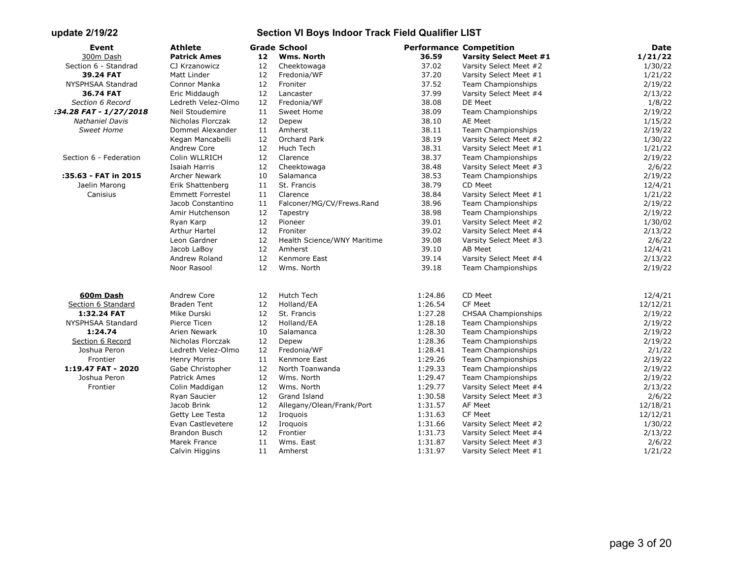update 2/19/22

## Section VI Boys Indoor Track Field Qualifier LIST

| Event | Athlete | Grade | School | Performance | Competition | Date |
|---|---|---|---|---|---|---|
| 300m Dash | **Patrick Ames** | **12** | **Wms. North** | **36.59** | **Varsity Select Meet #1** | **1/21/22** |
| Section 6 - Standrad | CJ Krzanowicz | 12 | Cheektowaga | 37.02 | Varsity Select Meet #2 | 1/30/22 |
| **39.24 FAT** | Matt Linder | 12 | Fredonia/WF | 37.20 | Varsity Select Meet #1 | 1/21/22 |
| NYSPHSAA Standrad | Connor Manka | 12 | Froniter | 37.52 | Team Championships | 2/19/22 |
| **36.74 FAT** | Eric Middaugh | 12 | Lancaster | 37.99 | Varsity Select Meet #4 | 2/13/22 |
| *Section 6 Record* | Ledreth Velez-Olmo | 12 | Fredonia/WF | 38.08 | DE Meet | 1/8/22 |
| ***:34.28 FAT - 1/27/2018*** | Neil Stoudemire | 11 | Sweet Home | 38.09 | Team Championships | 2/19/22 |
| *Nathaniel Davis* | Nicholas Florczak | 12 | Depew | 38.10 | AE Meet | 1/15/22 |
| *Sweet Home* | Dommel Alexander | 11 | Amherst | 38.11 | Team Championships | 2/19/22 |
| | Kegan Mancabelli | 12 | Orchard Park | 38.19 | Varsity Select Meet #2 | 1/30/22 |
| | Andrew Core | 12 | Huch Tech | 38.31 | Varsity Select Meet #1 | 1/21/22 |
| Section 6 - Federation | Colin WLLRICH | 12 | Clarence | 38.37 | Team Championships | 2/19/22 |
| | Isaiah Harris | 12 | Cheektowaga | 38.48 | Varsity Select Meet #3 | 2/6/22 |
| **:35.63 - FAT in 2015** | Archer Newark | 10 | Salamanca | 38.53 | Team Championships | 2/19/22 |
| Jaelin Marong | Erik Shattenberg | 11 | St. Francis | 38.79 | CD Meet | 12/4/21 |
| Canisius | Emmett Forrestel | 11 | Clarence | 38.84 | Varsity Select Meet #1 | 1/21/22 |
| | Jacob Constantino | 11 | Falconer/MG/CV/Frews.Rand | 38.96 | Team Championships | 2/19/22 |
| | Amir Hutchenson | 12 | Tapestry | 38.98 | Team Championships | 2/19/22 |
| | Ryan Karp | 12 | Pioneer | 39.01 | Varsity Select Meet #2 | 1/30/02 |
| | Arthur Hartel | 12 | Froniter | 39.02 | Varsity Select Meet #4 | 2/13/22 |
| | Leon Gardner | 12 | Health Science/WNY Maritime | 39.08 | Varsity Select Meet #3 | 2/6/22 |
| | Jacob LaBoy | 12 | Amherst | 39.10 | AB Meet | 12/4/21 |
| | Andrew Roland | 12 | Kenmore East | 39.14 | Varsity Select Meet #4 | 2/13/22 |
| | Noor Rasool | 12 | Wms. North | 39.18 | Team Championships | 2/19/22 |
| | | | | | | |
| **600m Dash** | Andrew Core | 12 | Hutch Tech | 1:24.86 | CD Meet | 12/4/21 |
| Section 6 Standard | Braden Tent | 12 | Holland/EA | 1:26.54 | CF Meet | 12/12/21 |
| **1:32.24 FAT** | Mike Durski | 12 | St. Francis | 1:27.28 | CHSAA Championships | 2/19/22 |
| NYSPHSAA Standard | Pierce Ticen | 12 | Holland/EA | 1:28.18 | Team Championships | 2/19/22 |
| **1:24.74** | Arien Newark | 10 | Salamanca | 1:28.30 | Team Championships | 2/19/22 |
| Section 6 Record | Nicholas Florczak | 12 | Depew | 1:28.36 | Team Championships | 2/19/22 |
| Joshua Peron | Ledreth Velez-Olmo | 12 | Fredonia/WF | 1:28.41 | Team Championships | 2/1/22 |
| Frontier | Henry Morris | 11 | Kenmore East | 1:29.26 | Team Championships | 2/19/22 |
| **1:19.47 FAT - 2020** | Gabe Christopher | 12 | North Toanwanda | 1:29.33 | Team Championships | 2/19/22 |
| Joshua Peron | Patrick Ames | 12 | Wms. North | 1:29.47 | Team Championships | 2/19/22 |
| Frontier | Colin Maddigan | 12 | Wms. North | 1:29.77 | Varsity Select Meet #4 | 2/13/22 |
| | Ryan Saucier | 12 | Grand Island | 1:30.58 | Varsity Select Meet #3 | 2/6/22 |
| | Jacob Brink | 12 | Allegany/Olean/Frank/Port | 1:31.57 | AF Meet | 12/18/21 |
| | Getty Lee Testa | 12 | Iroquois | 1:31.63 | CF Meet | 12/12/21 |
| | Evan Castlevetere | 12 | Iroquois | 1:31.66 | Varsity Select Meet #2 | 1/30/22 |
| | Brandon Busch | 12 | Frontier | 1:31.73 | Varsity Select Meet #4 | 2/13/22 |
| | Marek France | 11 | Wms. East | 1:31.87 | Varsity Select Meet #3 | 2/6/22 |
| | Calvin Higgins | 11 | Amherst | 1:31.97 | Varsity Select Meet #1 | 1/21/22 |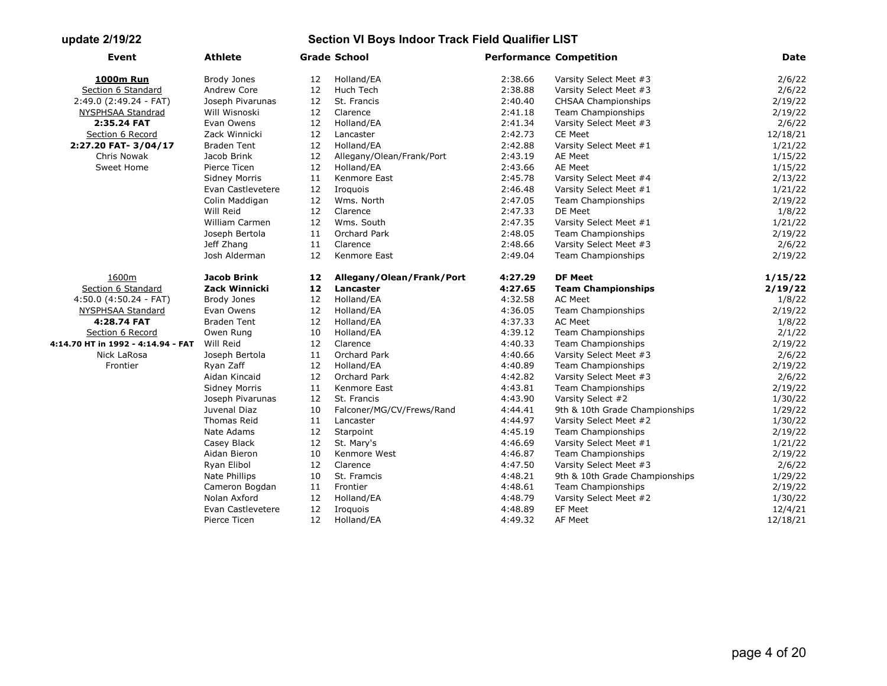update 2/19/22

## Section VI Boys Indoor Track Field Qualifier LIST

| Event | Athlete | Grade | School | Performance | Competition | Date |
|---|---|---|---|---|---|---|
| **1000m Run** | Brody Jones | 12 | Holland/EA | 2:38.66 | Varsity Select Meet #3 | 2/6/22 |
| Section 6 Standard | Andrew Core | 12 | Huch Tech | 2:38.88 | Varsity Select Meet #3 | 2/6/22 |
| 2:49.0 (2:49.24 - FAT) | Joseph Pivarunas | 12 | St. Francis | 2:40.40 | CHSAA Championships | 2/19/22 |
| NYSPHSAA Standrad | Will Wisnoski | 12 | Clarence | 2:41.18 | Team Championships | 2/19/22 |
| **2:35.24 FAT** | Evan Owens | 12 | Holland/EA | 2:41.34 | Varsity Select Meet #3 | 2/6/22 |
| Section 6 Record | Zack Winnicki | 12 | Lancaster | 2:42.73 | CE Meet | 12/18/21 |
| **2:27.20 FAT- 3/04/17** | Braden Tent | 12 | Holland/EA | 2:42.88 | Varsity Select Meet #1 | 1/21/22 |
| Chris Nowak | Jacob Brink | 12 | Allegany/Olean/Frank/Port | 2:43.19 | AE Meet | 1/15/22 |
| Sweet Home | Pierce Ticen | 12 | Holland/EA | 2:43.66 | AE Meet | 1/15/22 |
| | Sidney Morris | 11 | Kenmore East | 2:45.78 | Varsity Select Meet #4 | 2/13/22 |
| | Evan Castlevetere | 12 | Iroquois | 2:46.48 | Varsity Select Meet #1 | 1/21/22 |
| | Colin Maddigan | 12 | Wms. North | 2:47.05 | Team Championships | 2/19/22 |
| | Will Reid | 12 | Clarence | 2:47.33 | DE Meet | 1/8/22 |
| | William Carmen | 12 | Wms. South | 2:47.35 | Varsity Select Meet #1 | 1/21/22 |
| | Joseph Bertola | 11 | Orchard Park | 2:48.05 | Team Championships | 2/19/22 |
| | Jeff Zhang | 11 | Clarence | 2:48.66 | Varsity Select Meet #3 | 2/6/22 |
| | Josh Alderman | 12 | Kenmore East | 2:49.04 | Team Championships | 2/19/22 |
| 1600m | **Jacob Brink** | **12** | **Allegany/Olean/Frank/Port** | **4:27.29** | **DF Meet** | **1/15/22** |
| Section 6 Standard | **Zack Winnicki** | **12** | **Lancaster** | **4:27.65** | **Team Championships** | **2/19/22** |
| 4:50.0 (4:50.24 - FAT) | Brody Jones | 12 | Holland/EA | 4:32.58 | AC Meet | 1/8/22 |
| NYSPHSAA Standard | Evan Owens | 12 | Holland/EA | 4:36.05 | Team Championships | 2/19/22 |
| **4:28.74 FAT** | Braden Tent | 12 | Holland/EA | 4:37.33 | AC Meet | 1/8/22 |
| Section 6 Record | Owen Rung | 10 | Holland/EA | 4:39.12 | Team Championships | 2/1/22 |
| **4:14.70 HT in 1992 - 4:14.94 - FAT** | Will Reid | 12 | Clarence | 4:40.33 | Team Championships | 2/19/22 |
| Nick LaRosa | Joseph Bertola | 11 | Orchard Park | 4:40.66 | Varsity Select Meet #3 | 2/6/22 |
| Frontier | Ryan Zaff | 12 | Holland/EA | 4:40.89 | Team Championships | 2/19/22 |
| | Aidan Kincaid | 12 | Orchard Park | 4:42.82 | Varsity Select Meet #3 | 2/6/22 |
| | Sidney Morris | 11 | Kenmore East | 4:43.81 | Team Championships | 2/19/22 |
| | Joseph Pivarunas | 12 | St. Francis | 4:43.90 | Varsity Select #2 | 1/30/22 |
| | Juvenal Diaz | 10 | Falconer/MG/CV/Frews/Rand | 4:44.41 | 9th & 10th Grade Championships | 1/29/22 |
| | Thomas Reid | 11 | Lancaster | 4:44.97 | Varsity Select Meet #2 | 1/30/22 |
| | Nate Adams | 12 | Starpoint | 4:45.19 | Team Championships | 2/19/22 |
| | Casey Black | 12 | St. Mary's | 4:46.69 | Varsity Select Meet #1 | 1/21/22 |
| | Aidan Bieron | 10 | Kenmore West | 4:46.87 | Team Championships | 2/19/22 |
| | Ryan Elibol | 12 | Clarence | 4:47.50 | Varsity Select Meet #3 | 2/6/22 |
| | Nate Phillips | 10 | St. Framcis | 4:48.21 | 9th & 10th Grade Championships | 1/29/22 |
| | Cameron Bogdan | 11 | Frontier | 4:48.61 | Team Championships | 2/19/22 |
| | Nolan Axford | 12 | Holland/EA | 4:48.79 | Varsity Select Meet #2 | 1/30/22 |
| | Evan Castlevetere | 12 | Iroquois | 4:48.89 | EF Meet | 12/4/21 |
| | Pierce Ticen | 12 | Holland/EA | 4:49.32 | AF Meet | 12/18/21 |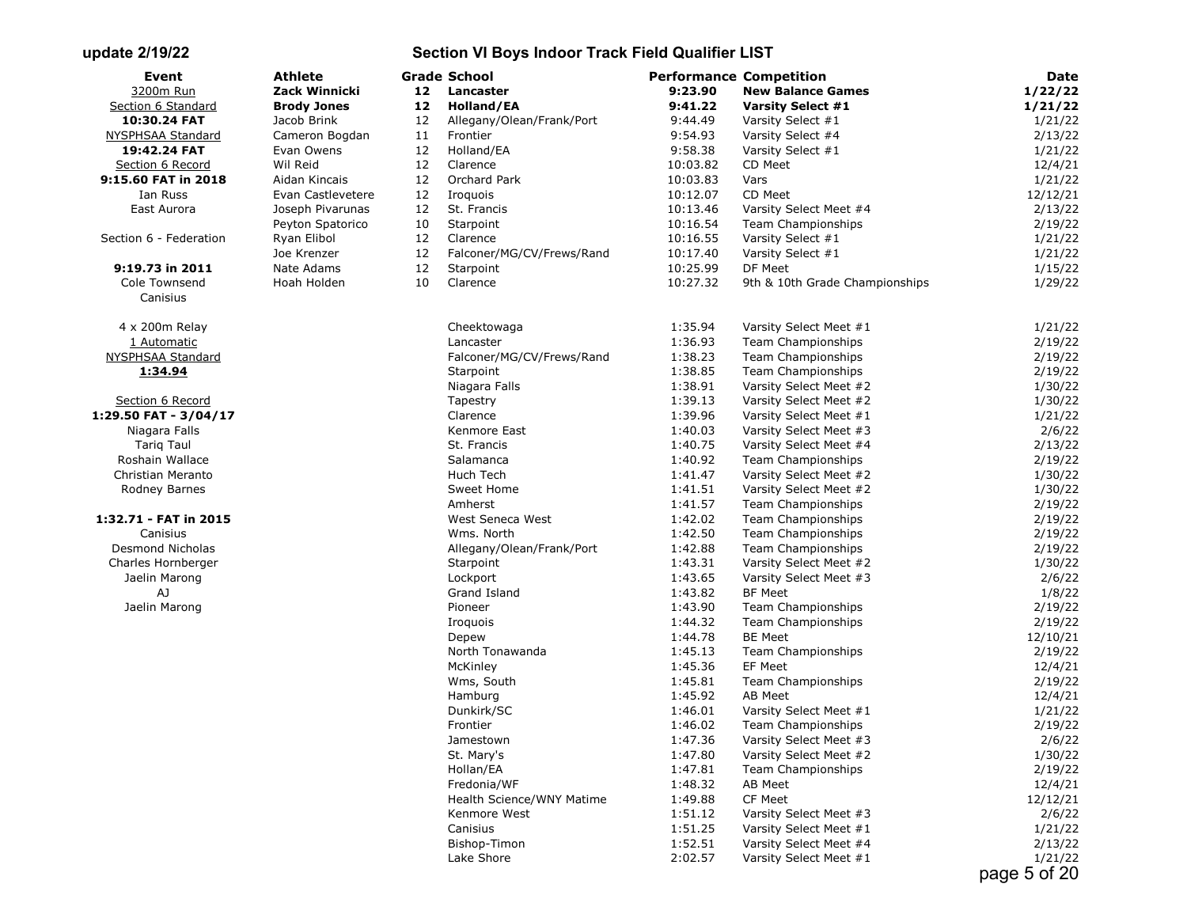**update 2/19/22**

# Section VI Boys Indoor Track Field Qualifier LIST

| Event | Athlete | Grade | School | Performance | Competition | Date |
|---|---|---|---|---|---|---|
| 3200m Run | **Zack Winnicki** | **12** | **Lancaster** | **9:23.90** | **New Balance Games** | **1/22/22** |
| Section 6 Standard | **Brody Jones** | **12** | **Holland/EA** | **9:41.22** | **Varsity Select #1** | **1/21/22** |
| **10:30.24 FAT** | Jacob Brink | 12 | Allegany/Olean/Frank/Port | 9:44.49 | Varsity Select #1 | 1/21/22 |
| NYSPHSAA Standard | Cameron Bogdan | 11 | Frontier | 9:54.93 | Varsity Select #4 | 2/13/22 |
| **19:42.24 FAT** | Evan Owens | 12 | Holland/EA | 9:58.38 | Varsity Select #1 | 1/21/22 |
| Section 6 Record | Wil Reid | 12 | Clarence | 10:03.82 | CD Meet | 12/4/21 |
| **9:15.60 FAT in 2018** | Aidan Kincais | 12 | Orchard Park | 10:03.83 | Vars | 1/21/22 |
| Ian Russ | Evan Castlevetere | 12 | Iroquois | 10:12.07 | CD Meet | 12/12/21 |
| East Aurora | Joseph Pivarunas | 12 | St. Francis | 10:13.46 | Varsity Select Meet #4 | 2/13/22 |
| | Peyton Spatorico | 10 | Starpoint | 10:16.54 | Team Championships | 2/19/22 |
| Section 6 - Federation | Ryan Elibol | 12 | Clarence | 10:16.55 | Varsity Select #1 | 1/21/22 |
| | Joe Krenzer | 12 | Falconer/MG/CV/Frews/Rand | 10:17.40 | Varsity Select #1 | 1/21/22 |
| **9:19.73 in 2011** | Nate Adams | 12 | Starpoint | 10:25.99 | DF Meet | 1/15/22 |
| Cole Townsend | Hoah Holden | 10 | Clarence | 10:27.32 | 9th & 10th Grade Championships | 1/29/22 |
| Canisius | | | | | | |
| | | | | | | |
| 4 x 200m Relay | | | Cheektowaga | 1:35.94 | Varsity Select Meet #1 | 1/21/22 |
| 1 Automatic | | | Lancaster | 1:36.93 | Team Championships | 2/19/22 |
| NYSPHSAA Standard | | | Falconer/MG/CV/Frews/Rand | 1:38.23 | Team Championships | 2/19/22 |
| **1:34.94** | | | Starpoint | 1:38.85 | Team Championships | 2/19/22 |
| | | | Niagara Falls | 1:38.91 | Varsity Select Meet #2 | 1/30/22 |
| Section 6 Record | | | Tapestry | 1:39.13 | Varsity Select Meet #2 | 1/30/22 |
| **1:29.50 FAT - 3/04/17** | | | Clarence | 1:39.96 | Varsity Select Meet #1 | 1/21/22 |
| Niagara Falls | | | Kenmore East | 1:40.03 | Varsity Select Meet #3 | 2/6/22 |
| Tariq Taul | | | St. Francis | 1:40.75 | Varsity Select Meet #4 | 2/13/22 |
| Roshain Wallace | | | Salamanca | 1:40.92 | Team Championships | 2/19/22 |
| Christian Meranto | | | Huch Tech | 1:41.47 | Varsity Select Meet #2 | 1/30/22 |
| Rodney Barnes | | | Sweet Home | 1:41.51 | Varsity Select Meet #2 | 1/30/22 |
| | | | Amherst | 1:41.57 | Team Championships | 2/19/22 |
| **1:32.71 - FAT in 2015** | | | West Seneca West | 1:42.02 | Team Championships | 2/19/22 |
| Canisius | | | Wms. North | 1:42.50 | Team Championships | 2/19/22 |
| Desmond Nicholas | | | Allegany/Olean/Frank/Port | 1:42.88 | Team Championships | 2/19/22 |
| Charles Hornberger | | | Starpoint | 1:43.31 | Varsity Select Meet #2 | 1/30/22 |
| Jaelin Marong | | | Lockport | 1:43.65 | Varsity Select Meet #3 | 2/6/22 |
| AJ | | | Grand Island | 1:43.82 | BF Meet | 1/8/22 |
| Jaelin Marong | | | Pioneer | 1:43.90 | Team Championships | 2/19/22 |
| | | | Iroquois | 1:44.32 | Team Championships | 2/19/22 |
| | | | Depew | 1:44.78 | BE Meet | 12/10/21 |
| | | | North Tonawanda | 1:45.13 | Team Championships | 2/19/22 |
| | | | McKinley | 1:45.36 | EF Meet | 12/4/21 |
| | | | Wms, South | 1:45.81 | Team Championships | 2/19/22 |
| | | | Hamburg | 1:45.92 | AB Meet | 12/4/21 |
| | | | Dunkirk/SC | 1:46.01 | Varsity Select Meet #1 | 1/21/22 |
| | | | Frontier | 1:46.02 | Team Championships | 2/19/22 |
| | | | Jamestown | 1:47.36 | Varsity Select Meet #3 | 2/6/22 |
| | | | St. Mary's | 1:47.80 | Varsity Select Meet #2 | 1/30/22 |
| | | | Hollan/EA | 1:47.81 | Team Championships | 2/19/22 |
| | | | Fredonia/WF | 1:48.32 | AB Meet | 12/4/21 |
| | | | Health Science/WNY Matime | 1:49.88 | CF Meet | 12/12/21 |
| | | | Kenmore West | 1:51.12 | Varsity Select Meet #3 | 2/6/22 |
| | | | Canisius | 1:51.25 | Varsity Select Meet #1 | 1/21/22 |
| | | | Bishop-Timon | 1:52.51 | Varsity Select Meet #4 | 2/13/22 |
| | | | Lake Shore | 2:02.57 | Varsity Select Meet #1 | 1/21/22 |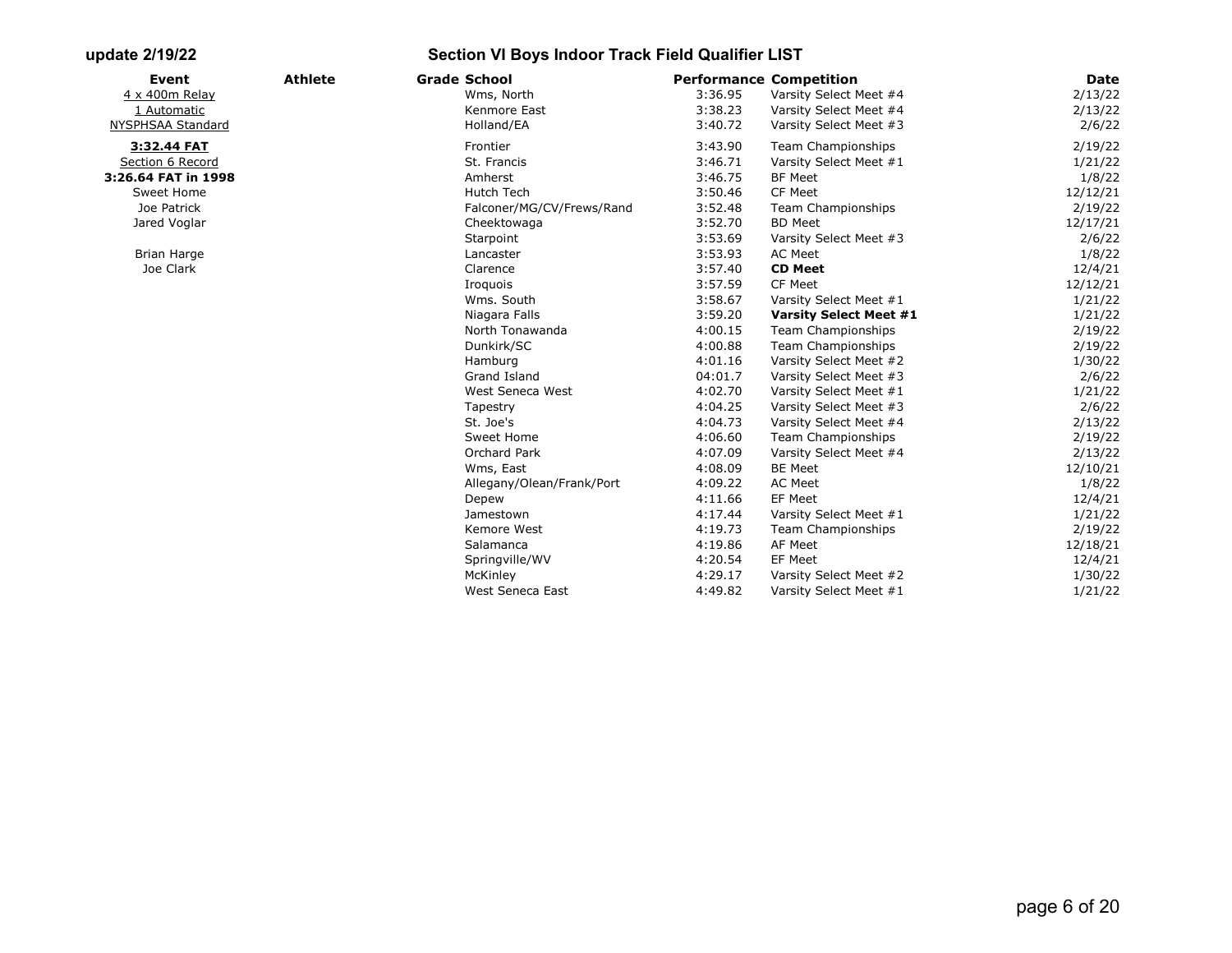update 2/19/22

## Section VI Boys Indoor Track Field Qualifier LIST

| Event | Athlete | Grade | School | Performance | Competition | Date |
|---|---|---|---|---|---|---|
| 4 x 400m Relay | | | Wms, North | 3:36.95 | Varsity Select Meet #4 | 2/13/22 |
| 1 Automatic | | | Kenmore East | 3:38.23 | Varsity Select Meet #4 | 2/13/22 |
| NYSPHSAA Standard | | | Holland/EA | 3:40.72 | Varsity Select Meet #3 | 2/6/22 |
| **3:32.44 FAT** | | | Frontier | 3:43.90 | Team Championships | 2/19/22 |
| Section 6 Record | | | St. Francis | 3:46.71 | Varsity Select Meet #1 | 1/21/22 |
| **3:26.64 FAT in 1998** | | | Amherst | 3:46.75 | BF Meet | 1/8/22 |
| Sweet Home | | | Hutch Tech | 3:50.46 | CF Meet | 12/12/21 |
| Joe Patrick | | | Falconer/MG/CV/Frews/Rand | 3:52.48 | Team Championships | 2/19/22 |
| Jared Voglar | | | Cheektowaga | 3:52.70 | BD Meet | 12/17/21 |
| | | | Starpoint | 3:53.69 | Varsity Select Meet #3 | 2/6/22 |
| Brian Harge | | | Lancaster | 3:53.93 | AC Meet | 1/8/22 |
| Joe Clark | | | Clarence | 3:57.40 | **CD Meet** | 12/4/21 |
| | | | Iroquois | 3:57.59 | CF Meet | 12/12/21 |
| | | | Wms. South | 3:58.67 | Varsity Select Meet #1 | 1/21/22 |
| | | | Niagara Falls | 3:59.20 | **Varsity Select Meet #1** | 1/21/22 |
| | | | North Tonawanda | 4:00.15 | Team Championships | 2/19/22 |
| | | | Dunkirk/SC | 4:00.88 | Team Championships | 2/19/22 |
| | | | Hamburg | 4:01.16 | Varsity Select Meet #2 | 1/30/22 |
| | | | Grand Island | 04:01.7 | Varsity Select Meet #3 | 2/6/22 |
| | | | West Seneca West | 4:02.70 | Varsity Select Meet #1 | 1/21/22 |
| | | | Tapestry | 4:04.25 | Varsity Select Meet #3 | 2/6/22 |
| | | | St. Joe's | 4:04.73 | Varsity Select Meet #4 | 2/13/22 |
| | | | Sweet Home | 4:06.60 | Team Championships | 2/19/22 |
| | | | Orchard Park | 4:07.09 | Varsity Select Meet #4 | 2/13/22 |
| | | | Wms, East | 4:08.09 | BE Meet | 12/10/21 |
| | | | Allegany/Olean/Frank/Port | 4:09.22 | AC Meet | 1/8/22 |
| | | | Depew | 4:11.66 | EF Meet | 12/4/21 |
| | | | Jamestown | 4:17.44 | Varsity Select Meet #1 | 1/21/22 |
| | | | Kemore West | 4:19.73 | Team Championships | 2/19/22 |
| | | | Salamanca | 4:19.86 | AF Meet | 12/18/21 |
| | | | Springville/WV | 4:20.54 | EF Meet | 12/4/21 |
| | | | McKinley | 4:29.17 | Varsity Select Meet #2 | 1/30/22 |
| | | | West Seneca East | 4:49.82 | Varsity Select Meet #1 | 1/21/22 |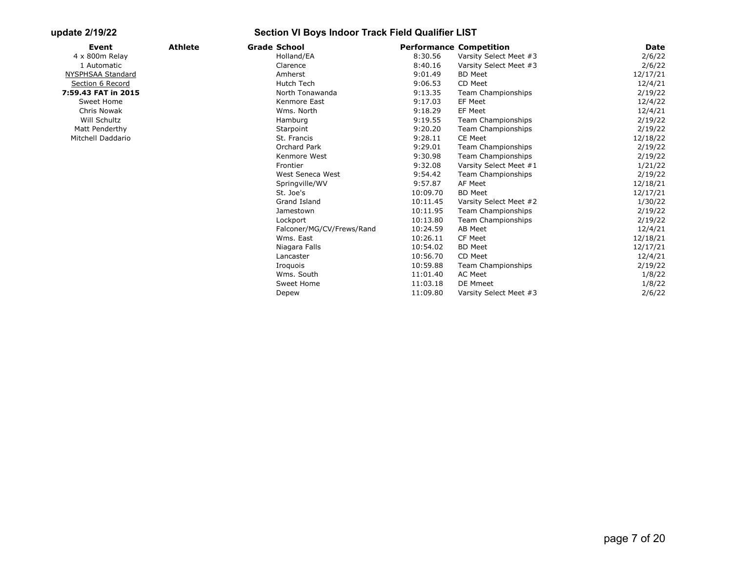update 2/19/22

## Section VI Boys Indoor Track Field Qualifier LIST

| Event | Athlete | Grade | School | Performance | Competition | Date |
|---|---|---|---|---|---|---|
| 4 x 800m Relay | | | Holland/EA | 8:30.56 | Varsity Select Meet #3 | 2/6/22 |
| 1 Automatic | | | Clarence | 8:40.16 | Varsity Select Meet #3 | 2/6/22 |
| NYSPHSAA Standard | | | Amherst | 9:01.49 | BD Meet | 12/17/21 |
| Section 6 Record | | | Hutch Tech | 9:06.53 | CD Meet | 12/4/21 |
| **7:59.43 FAT in 2015** | | | North Tonawanda | 9:13.35 | Team Championships | 2/19/22 |
| Sweet Home | | | Kenmore East | 9:17.03 | EF Meet | 12/4/22 |
| Chris Nowak | | | Wms. North | 9:18.29 | EF Meet | 12/4/21 |
| Will Schultz | | | Hamburg | 9:19.55 | Team Championships | 2/19/22 |
| Matt Penderthy | | | Starpoint | 9:20.20 | Team Championships | 2/19/22 |
| Mitchell Daddario | | | St. Francis | 9:28.11 | CE Meet | 12/18/22 |
| | | | Orchard Park | 9:29.01 | Team Championships | 2/19/22 |
| | | | Kenmore West | 9:30.98 | Team Championships | 2/19/22 |
| | | | Frontier | 9:32.08 | Varsity Select Meet #1 | 1/21/22 |
| | | | West Seneca West | 9:54.42 | Team Championships | 2/19/22 |
| | | | Springville/WV | 9:57.87 | AF Meet | 12/18/21 |
| | | | St. Joe's | 10:09.70 | BD Meet | 12/17/21 |
| | | | Grand Island | 10:11.45 | Varsity Select Meet #2 | 1/30/22 |
| | | | Jamestown | 10:11.95 | Team Championships | 2/19/22 |
| | | | Lockport | 10:13.80 | Team Championships | 2/19/22 |
| | | | Falconer/MG/CV/Frews/Rand | 10:24.59 | AB Meet | 12/4/21 |
| | | | Wms. East | 10:26.11 | CF Meet | 12/18/21 |
| | | | Niagara Falls | 10:54.02 | BD Meet | 12/17/21 |
| | | | Lancaster | 10:56.70 | CD Meet | 12/4/21 |
| | | | Iroquois | 10:59.88 | Team Championships | 2/19/22 |
| | | | Wms. South | 11:01.40 | AC Meet | 1/8/22 |
| | | | Sweet Home | 11:03.18 | DE Mmeet | 1/8/22 |
| | | | Depew | 11:09.80 | Varsity Select Meet #3 | 2/6/22 |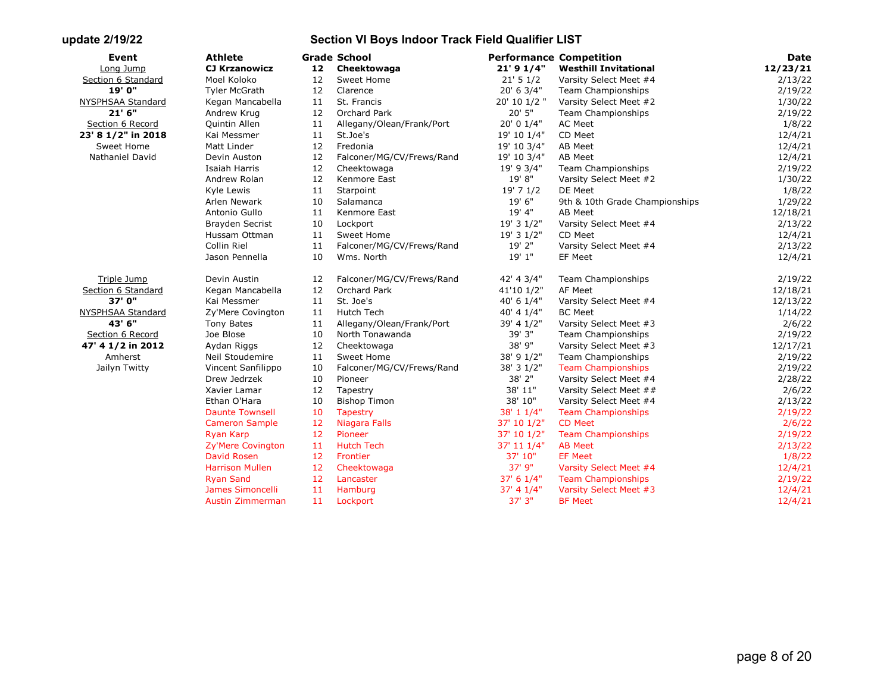**update 2/19/22**

## Section VI Boys Indoor Track Field Qualifier LIST

| Event | Athlete | Grade | School | Performance | Competition | Date |
|---|---|---|---|---|---|---|
| Long Jump | **CJ Krzanowicz** | **12** | **Cheektowaga** | **21' 9 1/4"** | **Westhill Invitational** | **12/23/21** |
| Section 6 Standard | Moel Koloko | 12 | Sweet Home | 21' 5 1/2 | Varsity Select Meet #4 | 2/13/22 |
| **19' 0"** | Tyler McGrath | 12 | Clarence | 20' 6 3/4" | Team Championships | 2/19/22 |
| NYSPHSAA Standard | Kegan Mancabella | 11 | St. Francis | 20' 10 1/2 " | Varsity Select Meet #2 | 1/30/22 |
| **21' 6"** | Andrew Krug | 12 | Orchard Park | 20' 5" | Team Championships | 2/19/22 |
| Section 6 Record | Quintin Allen | 11 | Allegany/Olean/Frank/Port | 20' 0 1/4" | AC Meet | 1/8/22 |
| **23' 8 1/2" in 2018** | Kai Messmer | 11 | St.Joe's | 19' 10 1/4" | CD Meet | 12/4/21 |
| Sweet Home | Matt Linder | 12 | Fredonia | 19' 10 3/4" | AB Meet | 12/4/21 |
| Nathaniel David | Devin Auston | 12 | Falconer/MG/CV/Frews/Rand | 19' 10 3/4" | AB Meet | 12/4/21 |
| | Isaiah Harris | 12 | Cheektowaga | 19' 9 3/4" | Team Championships | 2/19/22 |
| | Andrew Rolan | 12 | Kenmore East | 19' 8" | Varsity Select Meet #2 | 1/30/22 |
| | Kyle Lewis | 11 | Starpoint | 19' 7 1/2 | DE Meet | 1/8/22 |
| | Arlen Newark | 10 | Salamanca | 19' 6" | 9th & 10th Grade Championships | 1/29/22 |
| | Antonio Gullo | 11 | Kenmore East | 19' 4" | AB Meet | 12/18/21 |
| | Brayden Secrist | 10 | Lockport | 19' 3 1/2" | Varsity Select Meet #4 | 2/13/22 |
| | Hussam Ottman | 11 | Sweet Home | 19' 3 1/2" | CD Meet | 12/4/21 |
| | Collin Riel | 11 | Falconer/MG/CV/Frews/Rand | 19' 2" | Varsity Select Meet #4 | 2/13/22 |
| | Jason Pennella | 10 | Wms. North | 19' 1" | EF Meet | 12/4/21 |
| | | | | | | |
| Triple Jump | Devin Austin | 12 | Falconer/MG/CV/Frews/Rand | 42' 4 3/4" | Team Championships | 2/19/22 |
| Section 6 Standard | Kegan Mancabella | 12 | Orchard Park | 41'10 1/2" | AF Meet | 12/18/21 |
| **37' 0"** | Kai Messmer | 11 | St. Joe's | 40' 6 1/4" | Varsity Select Meet #4 | 12/13/22 |
| NYSPHSAA Standard | Zy'Mere Covington | 11 | Hutch Tech | 40' 4 1/4" | BC Meet | 1/14/22 |
| **43' 6"** | Tony Bates | 11 | Allegany/Olean/Frank/Port | 39' 4 1/2" | Varsity Select Meet #3 | 2/6/22 |
| Section 6 Record | Joe Blose | 10 | North Tonawanda | 39' 3" | Team Championships | 2/19/22 |
| **47' 4 1/2 in 2012** | Aydan Riggs | 12 | Cheektowaga | 38' 9" | Varsity Select Meet #3 | 12/17/21 |
| Amherst | Neil Stoudemire | 11 | Sweet Home | 38' 9 1/2" | Team Championships | 2/19/22 |
| Jailyn Twitty | Vincent Sanfilippo | 10 | Falconer/MG/CV/Frews/Rand | 38' 3 1/2" | Team Championships | 2/19/22 |
| | Drew Jedrzek | 10 | Pioneer | 38' 2" | Varsity Select Meet #4 | 2/28/22 |
| | Xavier Lamar | 12 | Tapestry | 38' 11" | Varsity Select Meet ## | 2/6/22 |
| | Ethan O'Hara | 10 | Bishop Timon | 38' 10" | Varsity Select Meet #4 | 2/13/22 |
| | Daunte Townsell | 10 | Tapestry | 38' 1 1/4" | Team Championships | 2/19/22 |
| | Cameron Sample | 12 | Niagara Falls | 37' 10 1/2" | CD Meet | 2/6/22 |
| | Ryan Karp | 12 | Pioneer | 37' 10 1/2" | Team Championships | 2/19/22 |
| | Zy'Mere Covington | 11 | Hutch Tech | 37' 11 1/4" | AB Meet | 2/13/22 |
| | David Rosen | 12 | Frontier | 37' 10" | EF Meet | 1/8/22 |
| | Harrison Mullen | 12 | Cheektowaga | 37' 9" | Varsity Select Meet #4 | 12/4/21 |
| | Ryan Sand | 12 | Lancaster | 37' 6 1/4" | Team Championships | 2/19/22 |
| | James Simoncelli | 11 | Hamburg | 37' 4 1/4" | Varsity Select Meet #3 | 12/4/21 |
| | Austin Zimmerman | 11 | Lockport | 37' 3" | BF Meet | 12/4/21 |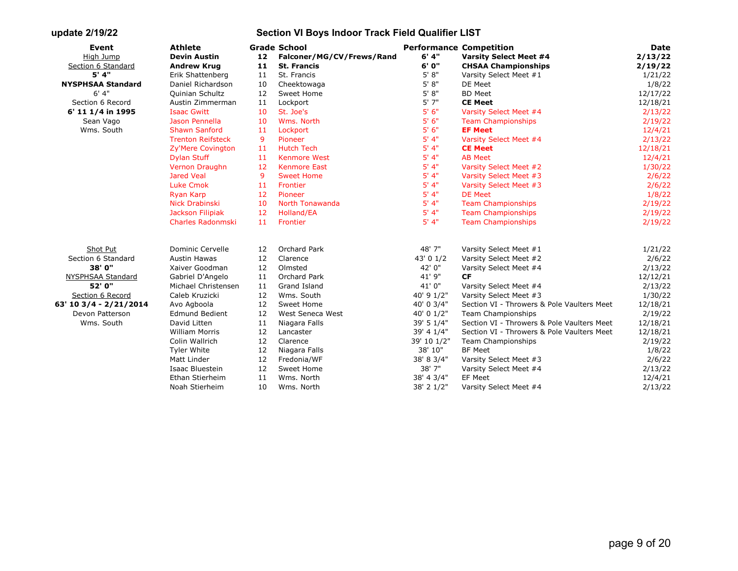**update 2/19/22**

## Section VI Boys Indoor Track Field Qualifier LIST

| Event | Athlete | Grade | School | Performance | Competition | Date |
|---|---|---|---|---|---|---|
| High Jump | **Devin Austin** | **12** | **Falconer/MG/CV/Frews/Rand** | **6' 4"** | **Varsity Select Meet #4** | **2/13/22** |
| Section 6 Standard | **Andrew Krug** | **11** | **St. Francis** | **6' 0"** | **CHSAA Championships** | **2/19/22** |
| **5' 4"** | Erik Shattenberg | 11 | St. Francis | 5' 8" | Varsity Select Meet #1 | 1/21/22 |
| **NYSPHSAA Standard** | Daniel Richardson | 10 | Cheektowaga | 5' 8" | DE Meet | 1/8/22 |
| 6' 4" | Quinian Schultz | 12 | Sweet Home | 5' 8" | BD Meet | 12/17/22 |
| Section 6 Record | Austin Zimmerman | 11 | Lockport | 5' 7" | **CE Meet** | 12/18/21 |
| **6' 11 1/4 in 1995** | Isaac Gwitt | 10 | St. Joe's | 5' 6" | Varsity Select Meet #4 | 2/13/22 |
| Sean Vago | Jason Pennella | 10 | Wms. North | 5' 6" | Team Championships | 2/19/22 |
| Wms. South | Shawn Sanford | 11 | Lockport | 5' 6" | **EF Meet** | 12/4/21 |
| | Trenton Reifsteck | 9 | Pioneer | 5' 4" | Varsity Select Meet #4 | 2/13/22 |
| | Zy'Mere Covington | 11 | Hutch Tech | 5' 4" | **CE Meet** | 12/18/21 |
| | Dylan Stuff | 11 | Kenmore West | 5' 4" | AB Meet | 12/4/21 |
| | Vernon Draughn | 12 | Kenmore East | 5' 4" | Varsity Select Meet #2 | 1/30/22 |
| | Jared Veal | 9 | Sweet Home | 5' 4" | Varsity Select Meet #3 | 2/6/22 |
| | Luke Cmok | 11 | Frontier | 5' 4" | Varsity Select Meet #3 | 2/6/22 |
| | Ryan Karp | 12 | Pioneer | 5' 4" | DE Meet | 1/8/22 |
| | Nick Drabinski | 10 | North Tonawanda | 5' 4" | Team Championships | 2/19/22 |
| | Jackson Filipiak | 12 | Holland/EA | 5' 4" | Team Championships | 2/19/22 |
| | Charles Radonmski | 11 | Frontier | 5' 4" | Team Championships | 2/19/22 |
| | | | | | | |
| Shot Put | Dominic Cervelle | 12 | Orchard Park | 48' 7" | Varsity Select Meet #1 | 1/21/22 |
| Section 6 Standard | Austin Hawas | 12 | Clarence | 43' 0 1/2 | Varsity Select Meet #2 | 2/6/22 |
| **38' 0"** | Xaiver Goodman | 12 | Olmsted | 42' 0" | Varsity Select Meet #4 | 2/13/22 |
| NYSPHSAA Standard | Gabriel D'Angelo | 11 | Orchard Park | 41' 9" | **CF** | 12/12/21 |
| **52' 0"** | Michael Christensen | 11 | Grand Island | 41' 0" | Varsity Select Meet #4 | 2/13/22 |
| Section 6 Record | Caleb Kruzicki | 12 | Wms. South | 40' 9 1/2" | Varsity Select Meet #3 | 1/30/22 |
| **63' 10 3/4 - 2/21/2014** | Avo Agboola | 12 | Sweet Home | 40' 0 3/4" | Section VI - Throwers & Pole Vaulters Meet | 12/18/21 |
| Devon Patterson | Edmund Bedient | 12 | West Seneca West | 40' 0 1/2" | Team Championships | 2/19/22 |
| Wms. South | David Litten | 11 | Niagara Falls | 39' 5 1/4" | Section VI - Throwers & Pole Vaulters Meet | 12/18/21 |
| | William Morris | 12 | Lancaster | 39' 4 1/4" | Section VI - Throwers & Pole Vaulters Meet | 12/18/21 |
| | Colin Wallrich | 12 | Clarence | 39' 10 1/2" | Team Championships | 2/19/22 |
| | Tyler White | 12 | Niagara Falls | 38' 10" | BF Meet | 1/8/22 |
| | Matt Linder | 12 | Fredonia/WF | 38' 8 3/4" | Varsity Select Meet #3 | 2/6/22 |
| | Isaac Bluestein | 12 | Sweet Home | 38' 7" | Varsity Select Meet #4 | 2/13/22 |
| | Ethan Stierheim | 11 | Wms. North | 38' 4 3/4" | EF Meet | 12/4/21 |
| | Noah Stierheim | 10 | Wms. North | 38' 2 1/2" | Varsity Select Meet #4 | 2/13/22 |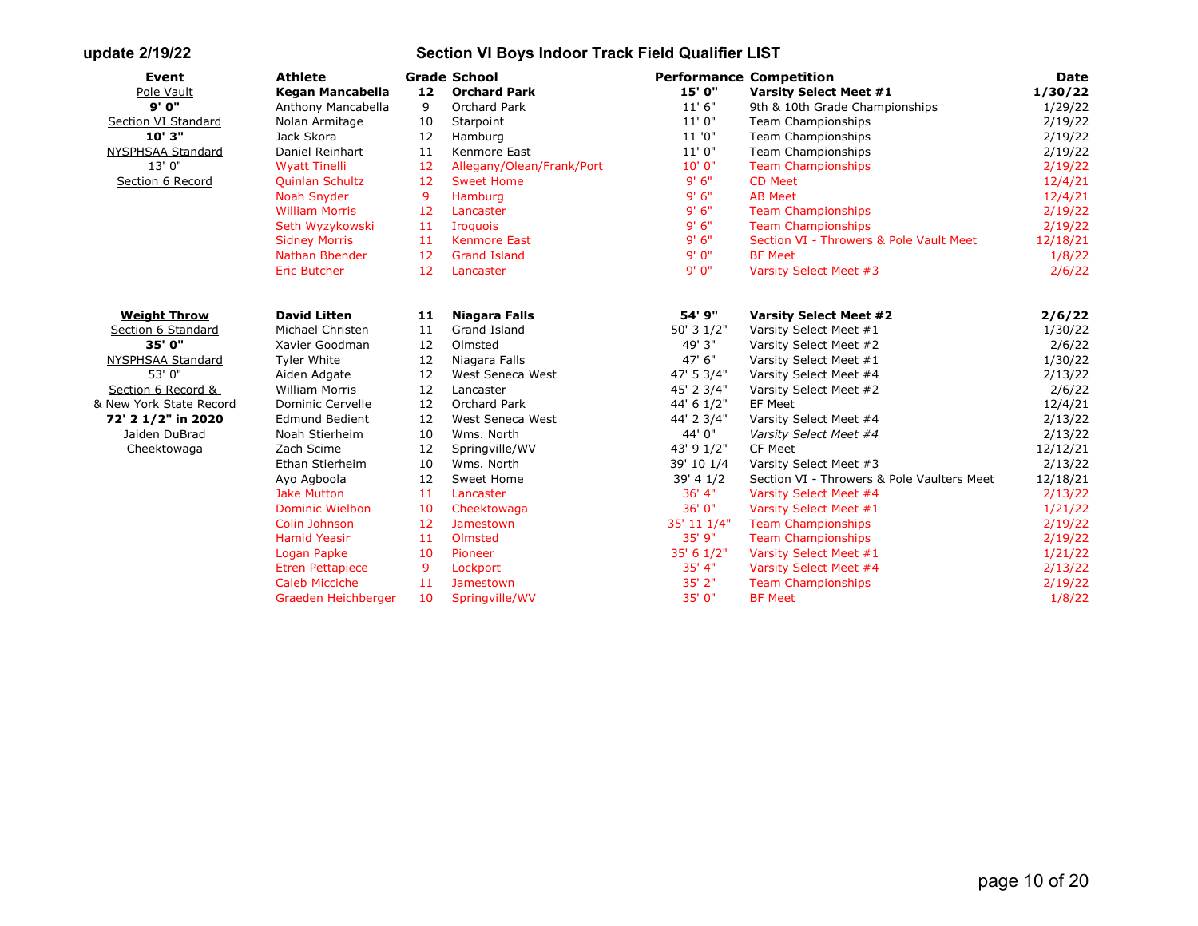**update 2/19/22**

## Section VI Boys Indoor Track Field Qualifier LIST

| Event | Athlete | Grade | School | Performance | Competition | Date |
|---|---|---|---|---|---|---|
| Pole Vault | **Kegan Mancabella** | **12** | **Orchard Park** | **15' 0"** | **Varsity Select Meet #1** | **1/30/22** |
| **9' 0"** | Anthony Mancabella | 9 | Orchard Park | 11' 6" | 9th & 10th Grade Championships | 1/29/22 |
| Section VI Standard | Nolan Armitage | 10 | Starpoint | 11' 0" | Team Championships | 2/19/22 |
| **10' 3"** | Jack Skora | 12 | Hamburg | 11 '0" | Team Championships | 2/19/22 |
| NYSPHSAA Standard | Daniel Reinhart | 11 | Kenmore East | 11' 0" | Team Championships | 2/19/22 |
| 13' 0" | Wyatt Tinelli | 12 | Allegany/Olean/Frank/Port | 10' 0" | Team Championships | 2/19/22 |
| Section 6 Record | Quinlan Schultz | 12 | Sweet Home | 9' 6" | CD Meet | 12/4/21 |
| | Noah Snyder | 9 | Hamburg | 9' 6" | AB Meet | 12/4/21 |
| | William Morris | 12 | Lancaster | 9' 6" | Team Championships | 2/19/22 |
| | Seth Wyzykowski | 11 | Iroquois | 9' 6" | Team Championships | 2/19/22 |
| | Sidney Morris | 11 | Kenmore East | 9' 6" | Section VI - Throwers & Pole Vault Meet | 12/18/21 |
| | Nathan Bbender | 12 | Grand Island | 9' 0" | BF Meet | 1/8/22 |
| | Eric Butcher | 12 | Lancaster | 9' 0" | Varsity Select Meet #3 | 2/6/22 |
| | | | | | | |
| **Weight Throw** | **David Litten** | **11** | **Niagara Falls** | **54' 9"** | **Varsity Select Meet #2** | **2/6/22** |
| Section 6 Standard | Michael Christen | 11 | Grand Island | 50' 3 1/2" | Varsity Select Meet #1 | 1/30/22 |
| **35' 0"** | Xavier Goodman | 12 | Olmsted | 49' 3" | Varsity Select Meet #2 | 2/6/22 |
| NYSPHSAA Standard | Tyler White | 12 | Niagara Falls | 47' 6" | Varsity Select Meet #1 | 1/30/22 |
| 53' 0" | Aiden Adgate | 12 | West Seneca West | 47' 5 3/4" | Varsity Select Meet #4 | 2/13/22 |
| Section 6 Record & | William Morris | 12 | Lancaster | 45' 2 3/4" | Varsity Select Meet #2 | 2/6/22 |
| & New York State Record | Dominic Cervelle | 12 | Orchard Park | 44' 6 1/2" | EF Meet | 12/4/21 |
| **72' 2 1/2" in 2020** | Edmund Bedient | 12 | West Seneca West | 44' 2 3/4" | Varsity Select Meet #4 | 2/13/22 |
| Jaiden DuBrad | Noah Stierheim | 10 | Wms. North | 44' 0" | *Varsity Select Meet #4* | 2/13/22 |
| Cheektowaga | Zach Scime | 12 | Springville/WV | 43' 9 1/2" | CF Meet | 12/12/21 |
| | Ethan Stierheim | 10 | Wms. North | 39' 10 1/4 | Varsity Select Meet #3 | 2/13/22 |
| | Ayo Agboola | 12 | Sweet Home | 39' 4 1/2 | Section VI - Throwers & Pole Vaulters Meet | 12/18/21 |
| | Jake Mutton | 11 | Lancaster | 36' 4" | Varsity Select Meet #4 | 2/13/22 |
| | Dominic Wielbon | 10 | Cheektowaga | 36' 0" | Varsity Select Meet #1 | 1/21/22 |
| | Colin Johnson | 12 | Jamestown | 35' 11 1/4" | Team Championships | 2/19/22 |
| | Hamid Yeasir | 11 | Olmsted | 35' 9" | Team Championships | 2/19/22 |
| | Logan Papke | 10 | Pioneer | 35' 6 1/2" | Varsity Select Meet #1 | 1/21/22 |
| | Etren Pettapiece | 9 | Lockport | 35' 4" | Varsity Select Meet #4 | 2/13/22 |
| | Caleb Micciche | 11 | Jamestown | 35' 2" | Team Championships | 2/19/22 |
| | Graeden Heichberger | 10 | Springville/WV | 35' 0" | BF Meet | 1/8/22 |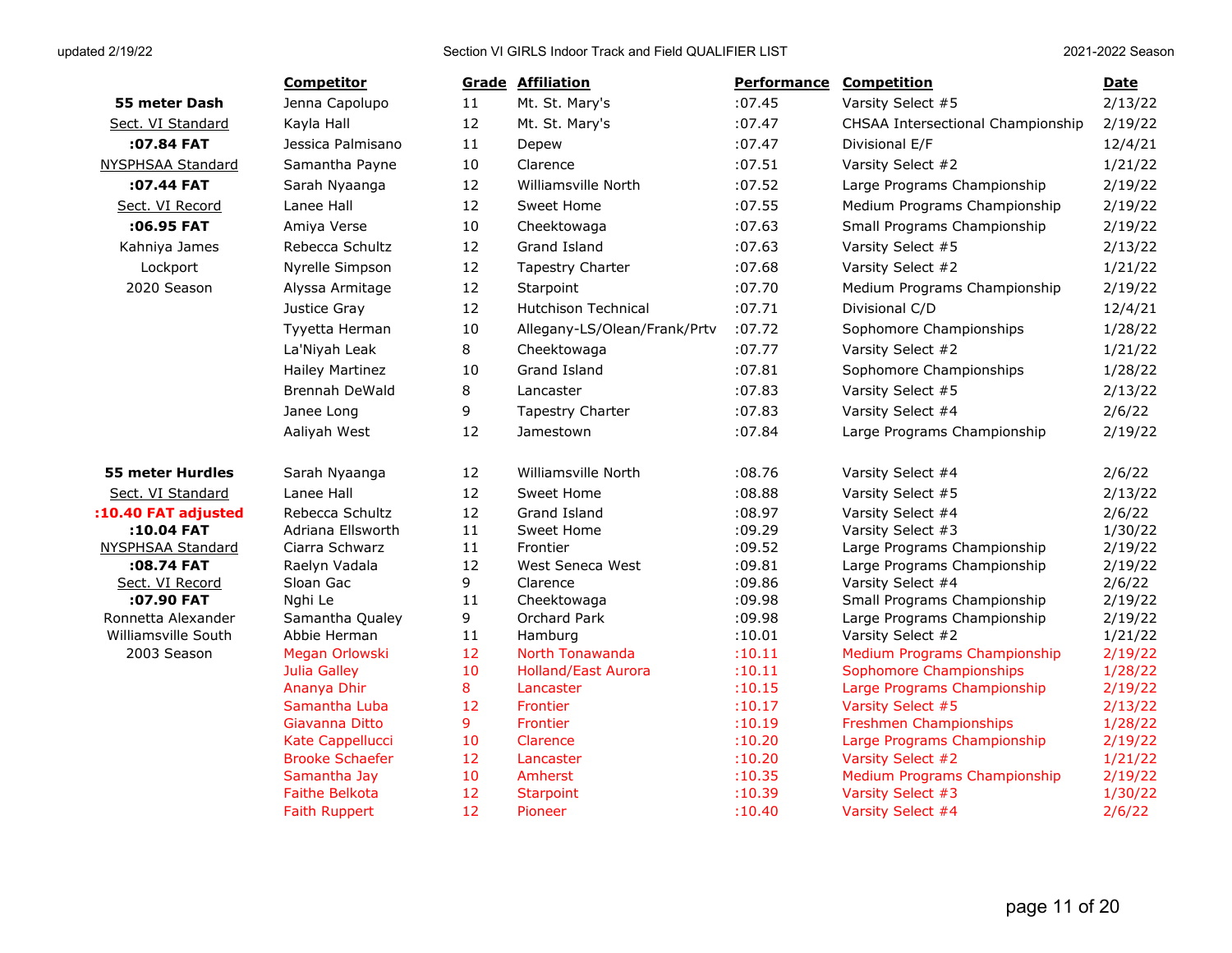updated 2/19/22 — Section VI GIRLS Indoor Track and Field QUALIFIER LIST — 2021-2022 Season

| | Competitor | Grade | Affiliation | Performance | Competition | Date |
|---|---|---|---|---|---|---|
| **55 meter Dash** | Jenna Capolupo | 11 | Mt. St. Mary's | :07.45 | Varsity Select #5 | 2/13/22 |
| Sect. VI Standard | Kayla Hall | 12 | Mt. St. Mary's | :07.47 | CHSAA Intersectional Championship | 2/19/22 |
| **:07.84 FAT** | Jessica Palmisano | 11 | Depew | :07.47 | Divisional E/F | 12/4/21 |
| NYSPHSAA Standard | Samantha Payne | 10 | Clarence | :07.51 | Varsity Select #2 | 1/21/22 |
| **:07.44 FAT** | Sarah Nyaanga | 12 | Williamsville North | :07.52 | Large Programs Championship | 2/19/22 |
| Sect. VI Record | Lanee Hall | 12 | Sweet Home | :07.55 | Medium Programs Championship | 2/19/22 |
| **:06.95 FAT** | Amiya Verse | 10 | Cheektowaga | :07.63 | Small Programs Championship | 2/19/22 |
| Kahniya James | Rebecca Schultz | 12 | Grand Island | :07.63 | Varsity Select #5 | 2/13/22 |
| Lockport | Nyrelle Simpson | 12 | Tapestry Charter | :07.68 | Varsity Select #2 | 1/21/22 |
| 2020 Season | Alyssa Armitage | 12 | Starpoint | :07.70 | Medium Programs Championship | 2/19/22 |
| | Justice Gray | 12 | Hutchison Technical | :07.71 | Divisional C/D | 12/4/21 |
| | Tyyetta Herman | 10 | Allegany-LS/Olean/Frank/Prtv | :07.72 | Sophomore Championships | 1/28/22 |
| | La'Niyah Leak | 8 | Cheektowaga | :07.77 | Varsity Select #2 | 1/21/22 |
| | Hailey Martinez | 10 | Grand Island | :07.81 | Sophomore Championships | 1/28/22 |
| | Brennah DeWald | 8 | Lancaster | :07.83 | Varsity Select #5 | 2/13/22 |
| | Janee Long | 9 | Tapestry Charter | :07.83 | Varsity Select #4 | 2/6/22 |
| | Aaliyah West | 12 | Jamestown | :07.84 | Large Programs Championship | 2/19/22 |
| | | | | | | |
| **55 meter Hurdles** | Sarah Nyaanga | 12 | Williamsville North | :08.76 | Varsity Select #4 | 2/6/22 |
| Sect. VI Standard | Lanee Hall | 12 | Sweet Home | :08.88 | Varsity Select #5 | 2/13/22 |
| **:10.40 FAT adjusted** | Rebecca Schultz | 12 | Grand Island | :08.97 | Varsity Select #4 | 2/6/22 |
| **:10.04 FAT** | Adriana Ellsworth | 11 | Sweet Home | :09.29 | Varsity Select #3 | 1/30/22 |
| NYSPHSAA Standard | Ciarra Schwarz | 11 | Frontier | :09.52 | Large Programs Championship | 2/19/22 |
| **:08.74 FAT** | Raelyn Vadala | 12 | West Seneca West | :09.81 | Large Programs Championship | 2/19/22 |
| Sect. VI Record | Sloan Gac | 9 | Clarence | :09.86 | Varsity Select #4 | 2/6/22 |
| **:07.90 FAT** | Nghi Le | 11 | Cheektowaga | :09.98 | Small Programs Championship | 2/19/22 |
| Ronnetta Alexander | Samantha Qualey | 9 | Orchard Park | :09.98 | Large Programs Championship | 2/19/22 |
| Williamsville South | Abbie Herman | 11 | Hamburg | :10.01 | Varsity Select #2 | 1/21/22 |
| 2003 Season | Megan Orlowski | 12 | North Tonawanda | :10.11 | Medium Programs Championship | 2/19/22 |
| | Julia Galley | 10 | Holland/East Aurora | :10.11 | Sophomore Championships | 1/28/22 |
| | Ananya Dhir | 8 | Lancaster | :10.15 | Large Programs Championship | 2/19/22 |
| | Samantha Luba | 12 | Frontier | :10.17 | Varsity Select #5 | 2/13/22 |
| | Giavanna Ditto | 9 | Frontier | :10.19 | Freshmen Championships | 1/28/22 |
| | Kate Cappellucci | 10 | Clarence | :10.20 | Large Programs Championship | 2/19/22 |
| | Brooke Schaefer | 12 | Lancaster | :10.20 | Varsity Select #2 | 1/21/22 |
| | Samantha Jay | 10 | Amherst | :10.35 | Medium Programs Championship | 2/19/22 |
| | Faithe Belkota | 12 | Starpoint | :10.39 | Varsity Select #3 | 1/30/22 |
| | Faith Ruppert | 12 | Pioneer | :10.40 | Varsity Select #4 | 2/6/22 |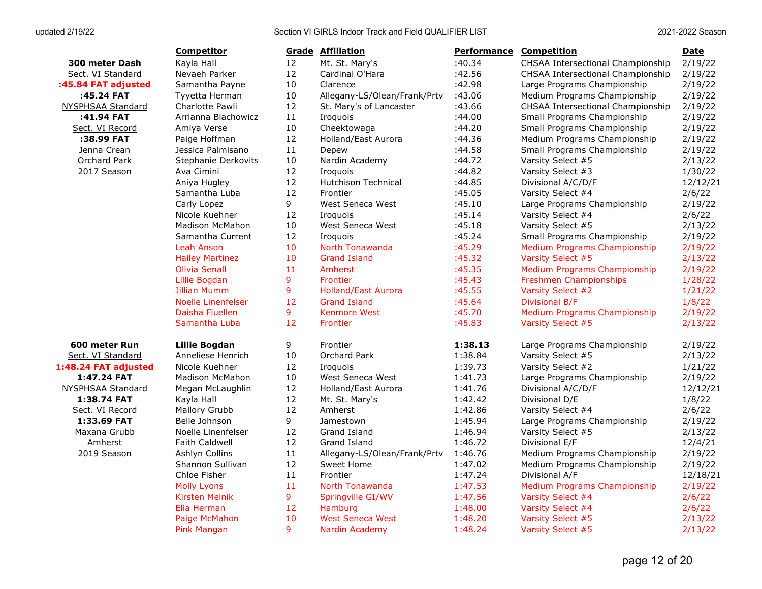updated 2/19/22 Section VI GIRLS Indoor Track and Field QUALIFIER LIST 2021-2022 Season

| | Competitor | Grade | Affiliation | Performance | Competition | Date |
|---|---|---|---|---|---|---|
| **300 meter Dash** | Kayla Hall | 12 | Mt. St. Mary's | :40.34 | CHSAA Intersectional Championship | 2/19/22 |
| Sect. VI Standard | Nevaeh Parker | 12 | Cardinal O'Hara | :42.56 | CHSAA Intersectional Championship | 2/19/22 |
| **:45.84 FAT adjusted** | Samantha Payne | 10 | Clarence | :42.98 | Large Programs Championship | 2/19/22 |
| **:45.24 FAT** | Tyyetta Herman | 10 | Allegany-LS/Olean/Frank/Prtv | :43.06 | Medium Programs Championship | 2/19/22 |
| NYSPHSAA Standard | Charlotte Pawli | 12 | St. Mary's of Lancaster | :43.66 | CHSAA Intersectional Championship | 2/19/22 |
| **:41.94 FAT** | Arrianna Blachowicz | 11 | Iroquois | :44.00 | Small Programs Championship | 2/19/22 |
| Sect. VI Record | Amiya Verse | 10 | Cheektowaga | :44.20 | Small Programs Championship | 2/19/22 |
| **:38.99 FAT** | Paige Hoffman | 12 | Holland/East Aurora | :44.36 | Medium Programs Championship | 2/19/22 |
| Jenna Crean | Jessica Palmisano | 11 | Depew | :44.58 | Small Programs Championship | 2/19/22 |
| Orchard Park | Stephanie Derkovits | 10 | Nardin Academy | :44.72 | Varsity Select #5 | 2/13/22 |
| 2017 Season | Ava Cimini | 12 | Iroquois | :44.82 | Varsity Select #3 | 1/30/22 |
| | Aniya Hugley | 12 | Hutchison Technical | :44.85 | Divisional A/C/D/F | 12/12/21 |
| | Samantha Luba | 12 | Frontier | :45.05 | Varsity Select #4 | 2/6/22 |
| | Carly Lopez | 9 | West Seneca West | :45.10 | Large Programs Championship | 2/19/22 |
| | Nicole Kuehner | 12 | Iroquois | :45.14 | Varsity Select #4 | 2/6/22 |
| | Madison McMahon | 10 | West Seneca West | :45.18 | Varsity Select #5 | 2/13/22 |
| | Samantha Current | 12 | Iroquois | :45.24 | Small Programs Championship | 2/19/22 |
| | Leah Anson | 10 | North Tonawanda | :45.29 | Medium Programs Championship | 2/19/22 |
| | Hailey Martinez | 10 | Grand Island | :45.32 | Varsity Select #5 | 2/13/22 |
| | Olivia Senall | 11 | Amherst | :45.35 | Medium Programs Championship | 2/19/22 |
| | Lillie Bogdan | 9 | Frontier | :45.43 | Freshmen Championships | 1/28/22 |
| | Jillian Mumm | 9 | Holland/East Aurora | :45.55 | Varsity Select #2 | 1/21/22 |
| | Noelle Linenfelser | 12 | Grand Island | :45.64 | Divisional B/F | 1/8/22 |
| | Daisha Fluellen | 9 | Kenmore West | :45.70 | Medium Programs Championship | 2/19/22 |
| | Samantha Luba | 12 | Frontier | :45.83 | Varsity Select #5 | 2/13/22 |
| **600 meter Run** | **Lillie Bogdan** | 9 | Frontier | **1:38.13** | Large Programs Championship | 2/19/22 |
| Sect. VI Standard | Anneliese Henrich | 10 | Orchard Park | 1:38.84 | Varsity Select #5 | 2/13/22 |
| **1:48.24 FAT adjusted** | Nicole Kuehner | 12 | Iroquois | 1:39.73 | Varsity Select #2 | 1/21/22 |
| **1:47.24 FAT** | Madison McMahon | 10 | West Seneca West | 1:41.73 | Large Programs Championship | 2/19/22 |
| NYSPHSAA Standard | Megan McLaughlin | 12 | Holland/East Aurora | 1:41.76 | Divisional A/C/D/F | 12/12/21 |
| **1:38.74 FAT** | Kayla Hall | 12 | Mt. St. Mary's | 1:42.42 | Divisional D/E | 1/8/22 |
| Sect. VI Record | Mallory Grubb | 12 | Amherst | 1:42.86 | Varsity Select #4 | 2/6/22 |
| **1:33.69 FAT** | Belle Johnson | 9 | Jamestown | 1:45.94 | Large Programs Championship | 2/19/22 |
| Maxana Grubb | Noelle Linenfelser | 12 | Grand Island | 1:46.94 | Varsity Select #5 | 2/13/22 |
| Amherst | Faith Caldwell | 12 | Grand Island | 1:46.72 | Divisional E/F | 12/4/21 |
| 2019 Season | Ashlyn Collins | 11 | Allegany-LS/Olean/Frank/Prtv | 1:46.76 | Medium Programs Championship | 2/19/22 |
| | Shannon Sullivan | 12 | Sweet Home | 1:47.02 | Medium Programs Championship | 2/19/22 |
| | Chloe Fisher | 11 | Frontier | 1:47.24 | Divisional A/F | 12/18/21 |
| | Molly Lyons | 11 | North Tonawanda | 1:47.53 | Medium Programs Championship | 2/19/22 |
| | Kirsten Melnik | 9 | Springville GI/WV | 1:47.56 | Varsity Select #4 | 2/6/22 |
| | Ella Herman | 12 | Hamburg | 1:48.00 | Varsity Select #4 | 2/6/22 |
| | Paige McMahon | 10 | West Seneca West | 1:48.20 | Varsity Select #5 | 2/13/22 |
| | Pink Mangan | 9 | Nardin Academy | 1:48.24 | Varsity Select #5 | 2/13/22 |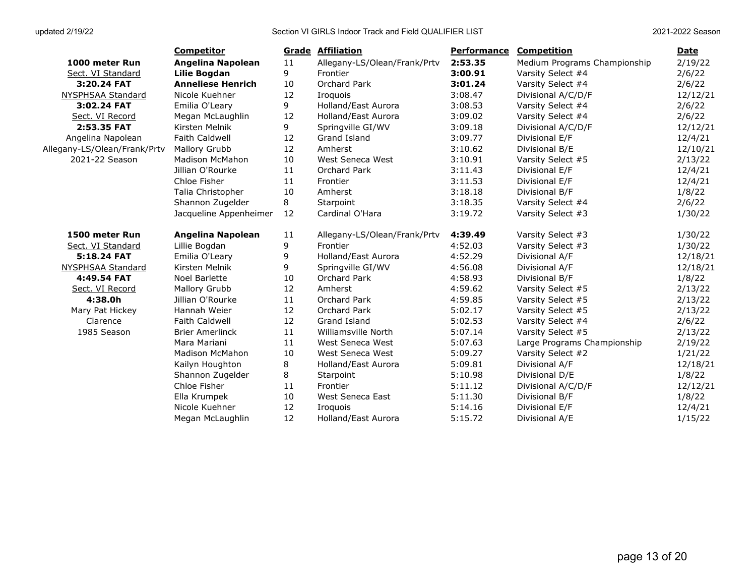| | Competitor | Grade | Affiliation | Performance | Competition | Date |
|---|---|---|---|---|---|---|
| **1000 meter Run** | **Angelina Napolean** | 11 | Allegany-LS/Olean/Frank/Prtv | **2:53.35** | Medium Programs Championship | 2/19/22 |
| Sect. VI Standard | **Lilie Bogdan** | 9 | Frontier | **3:00.91** | Varsity Select #4 | 2/6/22 |
| **3:20.24 FAT** | **Anneliese Henrich** | 10 | Orchard Park | **3:01.24** | Varsity Select #4 | 2/6/22 |
| NYSPHSAA Standard | Nicole Kuehner | 12 | Iroquois | 3:08.47 | Divisional A/C/D/F | 12/12/21 |
| **3:02.24 FAT** | Emilia O'Leary | 9 | Holland/East Aurora | 3:08.53 | Varsity Select #4 | 2/6/22 |
| Sect. VI Record | Megan McLaughlin | 12 | Holland/East Aurora | 3:09.02 | Varsity Select #4 | 2/6/22 |
| **2:53.35 FAT** | Kirsten Melnik | 9 | Springville GI/WV | 3:09.18 | Divisional A/C/D/F | 12/12/21 |
| Angelina Napolean | Faith Caldwell | 12 | Grand Island | 3:09.77 | Divisional E/F | 12/4/21 |
| Allegany-LS/Olean/Frank/Prtv | Mallory Grubb | 12 | Amherst | 3:10.62 | Divisional B/E | 12/10/21 |
| 2021-22 Season | Madison McMahon | 10 | West Seneca West | 3:10.91 | Varsity Select #5 | 2/13/22 |
| | Jillian O'Rourke | 11 | Orchard Park | 3:11.43 | Divisional E/F | 12/4/21 |
| | Chloe Fisher | 11 | Frontier | 3:11.53 | Divisional E/F | 12/4/21 |
| | Talia Christopher | 10 | Amherst | 3:18.18 | Divisional B/F | 1/8/22 |
| | Shannon Zugelder | 8 | Starpoint | 3:18.35 | Varsity Select #4 | 2/6/22 |
| | Jacqueline Appenheimer | 12 | Cardinal O'Hara | 3:19.72 | Varsity Select #3 | 1/30/22 |
| **1500 meter Run** | **Angelina Napolean** | 11 | Allegany-LS/Olean/Frank/Prtv | **4:39.49** | Varsity Select #3 | 1/30/22 |
| Sect. VI Standard | Lillie Bogdan | 9 | Frontier | 4:52.03 | Varsity Select #3 | 1/30/22 |
| **5:18.24 FAT** | Emilia O'Leary | 9 | Holland/East Aurora | 4:52.29 | Divisional A/F | 12/18/21 |
| NYSPHSAA Standard | Kirsten Melnik | 9 | Springville GI/WV | 4:56.08 | Divisional A/F | 12/18/21 |
| **4:49.54 FAT** | Noel Barlette | 10 | Orchard Park | 4:58.93 | Divisional B/F | 1/8/22 |
| Sect. VI Record | Mallory Grubb | 12 | Amherst | 4:59.62 | Varsity Select #5 | 2/13/22 |
| **4:38.0h** | Jillian O'Rourke | 11 | Orchard Park | 4:59.85 | Varsity Select #5 | 2/13/22 |
| Mary Pat Hickey | Hannah Weier | 12 | Orchard Park | 5:02.17 | Varsity Select #5 | 2/13/22 |
| Clarence | Faith Caldwell | 12 | Grand Island | 5:02.53 | Varsity Select #4 | 2/6/22 |
| 1985 Season | Brier Amerlinck | 11 | Williamsville North | 5:07.14 | Varsity Select #5 | 2/13/22 |
| | Mara Mariani | 11 | West Seneca West | 5:07.63 | Large Programs Championship | 2/19/22 |
| | Madison McMahon | 10 | West Seneca West | 5:09.27 | Varsity Select #2 | 1/21/22 |
| | Kailyn Houghton | 8 | Holland/East Aurora | 5:09.81 | Divisional A/F | 12/18/21 |
| | Shannon Zugelder | 8 | Starpoint | 5:10.98 | Divisional D/E | 1/8/22 |
| | Chloe Fisher | 11 | Frontier | 5:11.12 | Divisional A/C/D/F | 12/12/21 |
| | Ella Krumpek | 10 | West Seneca East | 5:11.30 | Divisional B/F | 1/8/22 |
| | Nicole Kuehner | 12 | Iroquois | 5:14.16 | Divisional E/F | 12/4/21 |
| | Megan McLaughlin | 12 | Holland/East Aurora | 5:15.72 | Divisional A/E | 1/15/22 |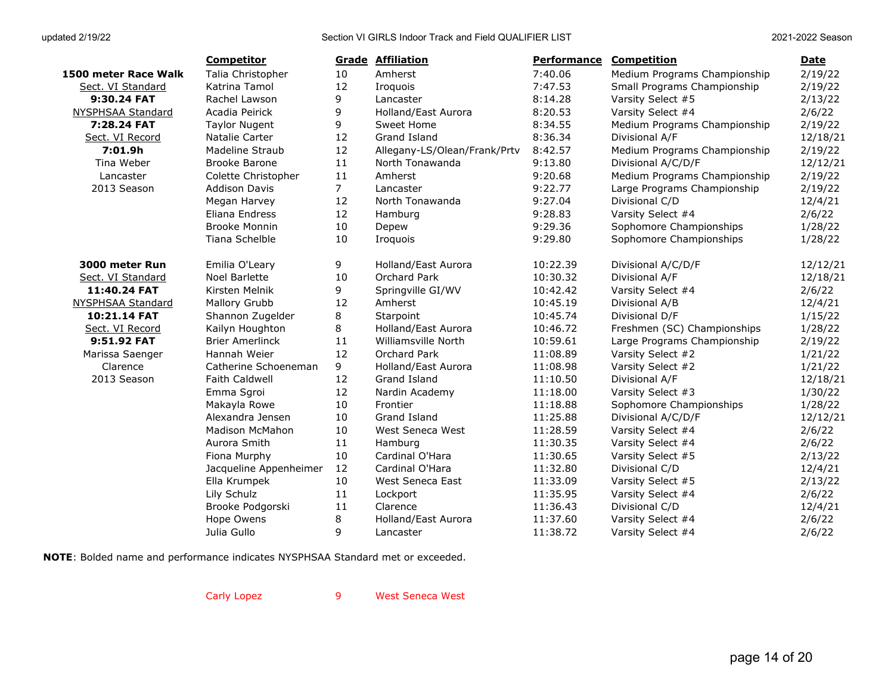Section VI GIRLS Indoor Track and Field QUALIFIER LIST

updated 2/19/22 — 2021-2022 Season

| | Competitor | Grade | Affiliation | Performance | Competition | Date |
|---|---|---|---|---|---|---|
| **1500 meter Race Walk** | Talia Christopher | 10 | Amherst | 7:40.06 | Medium Programs Championship | 2/19/22 |
| Sect. VI Standard | Katrina Tamol | 12 | Iroquois | 7:47.53 | Small Programs Championship | 2/19/22 |
| **9:30.24 FAT** | Rachel Lawson | 9 | Lancaster | 8:14.28 | Varsity Select #5 | 2/13/22 |
| NYSPHSAA Standard | Acadia Peirick | 9 | Holland/East Aurora | 8:20.53 | Varsity Select #4 | 2/6/22 |
| **7:28.24 FAT** | Taylor Nugent | 9 | Sweet Home | 8:34.55 | Medium Programs Championship | 2/19/22 |
| Sect. VI Record | Natalie Carter | 12 | Grand Island | 8:36.34 | Divisional A/F | 12/18/21 |
| **7:01.9h** | Madeline Straub | 12 | Allegany-LS/Olean/Frank/Prtv | 8:42.57 | Medium Programs Championship | 2/19/22 |
| Tina Weber | Brooke Barone | 11 | North Tonawanda | 9:13.80 | Divisional A/C/D/F | 12/12/21 |
| Lancaster | Colette Christopher | 11 | Amherst | 9:20.68 | Medium Programs Championship | 2/19/22 |
| 2013 Season | Addison Davis | 7 | Lancaster | 9:22.77 | Large Programs Championship | 2/19/22 |
| | Megan Harvey | 12 | North Tonawanda | 9:27.04 | Divisional C/D | 12/4/21 |
| | Eliana Endress | 12 | Hamburg | 9:28.83 | Varsity Select #4 | 2/6/22 |
| | Brooke Monnin | 10 | Depew | 9:29.36 | Sophomore Championships | 1/28/22 |
| | Tiana Schelble | 10 | Iroquois | 9:29.80 | Sophomore Championships | 1/28/22 |
| **3000 meter Run** | Emilia O'Leary | 9 | Holland/East Aurora | 10:22.39 | Divisional A/C/D/F | 12/12/21 |
| Sect. VI Standard | Noel Barlette | 10 | Orchard Park | 10:30.32 | Divisional A/F | 12/18/21 |
| **11:40.24 FAT** | Kirsten Melnik | 9 | Springville GI/WV | 10:42.42 | Varsity Select #4 | 2/6/22 |
| NYSPHSAA Standard | Mallory Grubb | 12 | Amherst | 10:45.19 | Divisional A/B | 12/4/21 |
| **10:21.14 FAT** | Shannon Zugelder | 8 | Starpoint | 10:45.74 | Divisional D/F | 1/15/22 |
| Sect. VI Record | Kailyn Houghton | 8 | Holland/East Aurora | 10:46.72 | Freshmen (SC) Championships | 1/28/22 |
| **9:51.92 FAT** | Brier Amerlinck | 11 | Williamsville North | 10:59.61 | Large Programs Championship | 2/19/22 |
| Marissa Saenger | Hannah Weier | 12 | Orchard Park | 11:08.89 | Varsity Select #2 | 1/21/22 |
| Clarence | Catherine Schoeneman | 9 | Holland/East Aurora | 11:08.98 | Varsity Select #2 | 1/21/22 |
| 2013 Season | Faith Caldwell | 12 | Grand Island | 11:10.50 | Divisional A/F | 12/18/21 |
| | Emma Sgroi | 12 | Nardin Academy | 11:18.00 | Varsity Select #3 | 1/30/22 |
| | Makayla Rowe | 10 | Frontier | 11:18.88 | Sophomore Championships | 1/28/22 |
| | Alexandra Jensen | 10 | Grand Island | 11:25.88 | Divisional A/C/D/F | 12/12/21 |
| | Madison McMahon | 10 | West Seneca West | 11:28.59 | Varsity Select #4 | 2/6/22 |
| | Aurora Smith | 11 | Hamburg | 11:30.35 | Varsity Select #4 | 2/6/22 |
| | Fiona Murphy | 10 | Cardinal O'Hara | 11:30.65 | Varsity Select #5 | 2/13/22 |
| | Jacqueline Appenheimer | 12 | Cardinal O'Hara | 11:32.80 | Divisional C/D | 12/4/21 |
| | Ella Krumpek | 10 | West Seneca East | 11:33.09 | Varsity Select #5 | 2/13/22 |
| | Lily Schulz | 11 | Lockport | 11:35.95 | Varsity Select #4 | 2/6/22 |
| | Brooke Podgorski | 11 | Clarence | 11:36.43 | Divisional C/D | 12/4/21 |
| | Hope Owens | 8 | Holland/East Aurora | 11:37.60 | Varsity Select #4 | 2/6/22 |
| | Julia Gullo | 9 | Lancaster | 11:38.72 | Varsity Select #4 | 2/6/22 |

**NOTE**: Bolded name and performance indicates NYSPHSAA Standard met or exceeded.

Carly Lopez 9 West Seneca West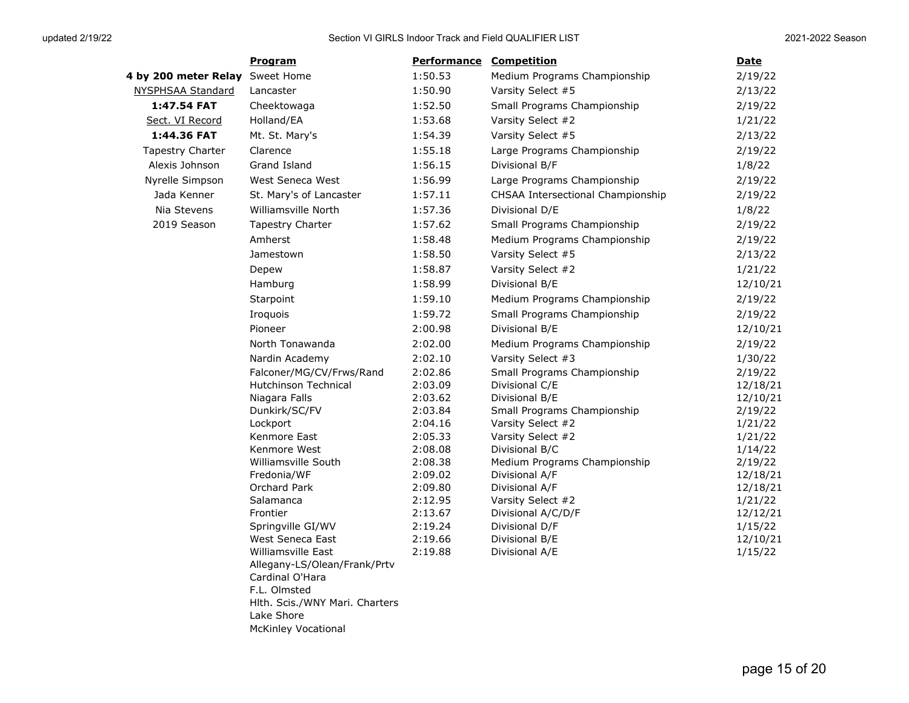| | Program | Performance | Competition | Date |
|---|---|---|---|---|
| **4 by 200 meter Relay** | Sweet Home | 1:50.53 | Medium Programs Championship | 2/19/22 |
| NYSPHSAA Standard | Lancaster | 1:50.90 | Varsity Select #5 | 2/13/22 |
| **1:47.54 FAT** | Cheektowaga | 1:52.50 | Small Programs Championship | 2/19/22 |
| Sect. VI Record | Holland/EA | 1:53.68 | Varsity Select #2 | 1/21/22 |
| **1:44.36 FAT** | Mt. St. Mary's | 1:54.39 | Varsity Select #5 | 2/13/22 |
| Tapestry Charter | Clarence | 1:55.18 | Large Programs Championship | 2/19/22 |
| Alexis Johnson | Grand Island | 1:56.15 | Divisional B/F | 1/8/22 |
| Nyrelle Simpson | West Seneca West | 1:56.99 | Large Programs Championship | 2/19/22 |
| Jada Kenner | St. Mary's of Lancaster | 1:57.11 | CHSAA Intersectional Championship | 2/19/22 |
| Nia Stevens | Williamsville North | 1:57.36 | Divisional D/E | 1/8/22 |
| 2019 Season | Tapestry Charter | 1:57.62 | Small Programs Championship | 2/19/22 |
| | Amherst | 1:58.48 | Medium Programs Championship | 2/19/22 |
| | Jamestown | 1:58.50 | Varsity Select #5 | 2/13/22 |
| | Depew | 1:58.87 | Varsity Select #2 | 1/21/22 |
| | Hamburg | 1:58.99 | Divisional B/E | 12/10/21 |
| | Starpoint | 1:59.10 | Medium Programs Championship | 2/19/22 |
| | Iroquois | 1:59.72 | Small Programs Championship | 2/19/22 |
| | Pioneer | 2:00.98 | Divisional B/E | 12/10/21 |
| | North Tonawanda | 2:02.00 | Medium Programs Championship | 2/19/22 |
| | Nardin Academy | 2:02.10 | Varsity Select #3 | 1/30/22 |
| | Falconer/MG/CV/Frws/Rand | 2:02.86 | Small Programs Championship | 2/19/22 |
| | Hutchinson Technical | 2:03.09 | Divisional C/E | 12/18/21 |
| | Niagara Falls | 2:03.62 | Divisional B/E | 12/10/21 |
| | Dunkirk/SC/FV | 2:03.84 | Small Programs Championship | 2/19/22 |
| | Lockport | 2:04.16 | Varsity Select #2 | 1/21/22 |
| | Kenmore East | 2:05.33 | Varsity Select #2 | 1/21/22 |
| | Kenmore West | 2:08.08 | Divisional B/C | 1/14/22 |
| | Williamsville South | 2:08.38 | Medium Programs Championship | 2/19/22 |
| | Fredonia/WF | 2:09.02 | Divisional A/F | 12/18/21 |
| | Orchard Park | 2:09.80 | Divisional A/F | 12/18/21 |
| | Salamanca | 2:12.95 | Varsity Select #2 | 1/21/22 |
| | Frontier | 2:13.67 | Divisional A/C/D/F | 12/12/21 |
| | Springville GI/WV | 2:19.24 | Divisional D/F | 1/15/22 |
| | West Seneca East | 2:19.66 | Divisional B/E | 12/10/21 |
| | Williamsville East | 2:19.88 | Divisional A/E | 1/15/22 |
| | Allegany-LS/Olean/Frank/Prtv | | | |
| | Cardinal O'Hara | | | |
| | F.L. Olmsted | | | |
| | Hlth. Scis./WNY Mari. Charters | | | |
| | Lake Shore | | | |
| | McKinley Vocational | | | |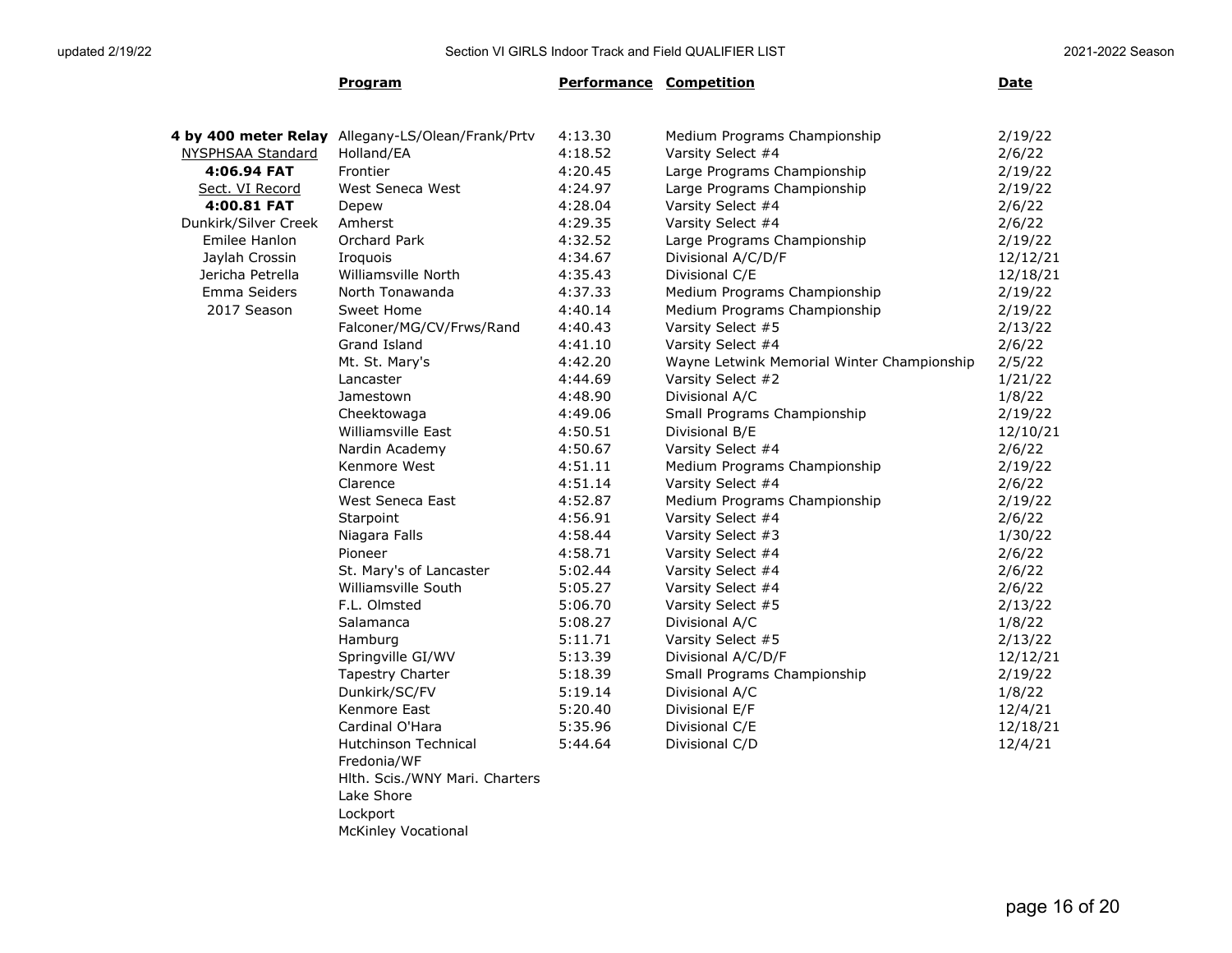Section VI GIRLS Indoor Track and Field QUALIFIER LIST

updated 2/19/22 — 2021-2022 Season

| | Program | Performance | Competition | Date |
|---|---|---|---|---|
| **4 by 400 meter Relay** | Allegany-LS/Olean/Frank/Prtv | 4:13.30 | Medium Programs Championship | 2/19/22 |
| NYSPHSAA Standard | Holland/EA | 4:18.52 | Varsity Select #4 | 2/6/22 |
| **4:06.94 FAT** | Frontier | 4:20.45 | Large Programs Championship | 2/19/22 |
| Sect. VI Record | West Seneca West | 4:24.97 | Large Programs Championship | 2/19/22 |
| **4:00.81 FAT** | Depew | 4:28.04 | Varsity Select #4 | 2/6/22 |
| Dunkirk/Silver Creek | Amherst | 4:29.35 | Varsity Select #4 | 2/6/22 |
| Emilee Hanlon | Orchard Park | 4:32.52 | Large Programs Championship | 2/19/22 |
| Jaylah Crossin | Iroquois | 4:34.67 | Divisional A/C/D/F | 12/12/21 |
| Jericha Petrella | Williamsville North | 4:35.43 | Divisional C/E | 12/18/21 |
| Emma Seiders | North Tonawanda | 4:37.33 | Medium Programs Championship | 2/19/22 |
| 2017 Season | Sweet Home | 4:40.14 | Medium Programs Championship | 2/19/22 |
| | Falconer/MG/CV/Frws/Rand | 4:40.43 | Varsity Select #5 | 2/13/22 |
| | Grand Island | 4:41.10 | Varsity Select #4 | 2/6/22 |
| | Mt. St. Mary's | 4:42.20 | Wayne Letwink Memorial Winter Championship | 2/5/22 |
| | Lancaster | 4:44.69 | Varsity Select #2 | 1/21/22 |
| | Jamestown | 4:48.90 | Divisional A/C | 1/8/22 |
| | Cheektowaga | 4:49.06 | Small Programs Championship | 2/19/22 |
| | Williamsville East | 4:50.51 | Divisional B/E | 12/10/21 |
| | Nardin Academy | 4:50.67 | Varsity Select #4 | 2/6/22 |
| | Kenmore West | 4:51.11 | Medium Programs Championship | 2/19/22 |
| | Clarence | 4:51.14 | Varsity Select #4 | 2/6/22 |
| | West Seneca East | 4:52.87 | Medium Programs Championship | 2/19/22 |
| | Starpoint | 4:56.91 | Varsity Select #4 | 2/6/22 |
| | Niagara Falls | 4:58.44 | Varsity Select #3 | 1/30/22 |
| | Pioneer | 4:58.71 | Varsity Select #4 | 2/6/22 |
| | St. Mary's of Lancaster | 5:02.44 | Varsity Select #4 | 2/6/22 |
| | Williamsville South | 5:05.27 | Varsity Select #4 | 2/6/22 |
| | F.L. Olmsted | 5:06.70 | Varsity Select #5 | 2/13/22 |
| | Salamanca | 5:08.27 | Divisional A/C | 1/8/22 |
| | Hamburg | 5:11.71 | Varsity Select #5 | 2/13/22 |
| | Springville GI/WV | 5:13.39 | Divisional A/C/D/F | 12/12/21 |
| | Tapestry Charter | 5:18.39 | Small Programs Championship | 2/19/22 |
| | Dunkirk/SC/FV | 5:19.14 | Divisional A/C | 1/8/22 |
| | Kenmore East | 5:20.40 | Divisional E/F | 12/4/21 |
| | Cardinal O'Hara | 5:35.96 | Divisional C/E | 12/18/21 |
| | Hutchinson Technical | 5:44.64 | Divisional C/D | 12/4/21 |
| | Fredonia/WF | | | |
| | Hlth. Scis./WNY Mari. Charters | | | |
| | Lake Shore | | | |
| | Lockport | | | |
| | McKinley Vocational | | | |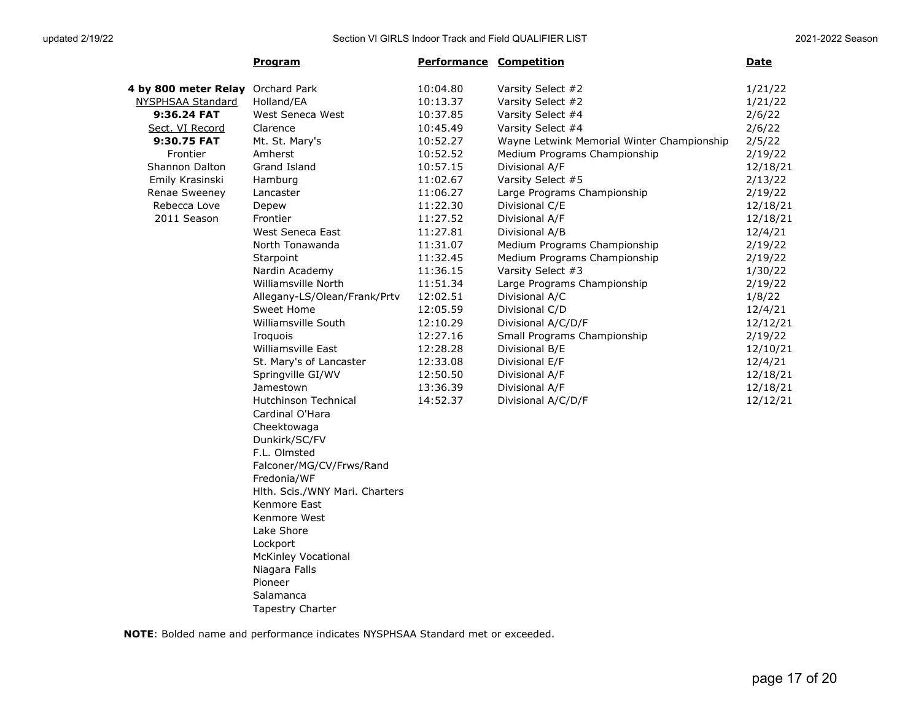| | Program | Performance | Competition | Date |
|---|---|---|---|---|
| **4 by 800 meter Relay** | Orchard Park | 10:04.80 | Varsity Select #2 | 1/21/22 |
| NYSPHSAA Standard | Holland/EA | 10:13.37 | Varsity Select #2 | 1/21/22 |
| **9:36.24 FAT** | West Seneca West | 10:37.85 | Varsity Select #4 | 2/6/22 |
| Sect. VI Record | Clarence | 10:45.49 | Varsity Select #4 | 2/6/22 |
| **9:30.75 FAT** | Mt. St. Mary's | 10:52.27 | Wayne Letwink Memorial Winter Championship | 2/5/22 |
| Frontier | Amherst | 10:52.52 | Medium Programs Championship | 2/19/22 |
| Shannon Dalton | Grand Island | 10:57.15 | Divisional A/F | 12/18/21 |
| Emily Krasinski | Hamburg | 11:02.67 | Varsity Select #5 | 2/13/22 |
| Renae Sweeney | Lancaster | 11:06.27 | Large Programs Championship | 2/19/22 |
| Rebecca Love | Depew | 11:22.30 | Divisional C/E | 12/18/21 |
| 2011 Season | Frontier | 11:27.52 | Divisional A/F | 12/18/21 |
| | West Seneca East | 11:27.81 | Divisional A/B | 12/4/21 |
| | North Tonawanda | 11:31.07 | Medium Programs Championship | 2/19/22 |
| | Starpoint | 11:32.45 | Medium Programs Championship | 2/19/22 |
| | Nardin Academy | 11:36.15 | Varsity Select #3 | 1/30/22 |
| | Williamsville North | 11:51.34 | Large Programs Championship | 2/19/22 |
| | Allegany-LS/Olean/Frank/Prtv | 12:02.51 | Divisional A/C | 1/8/22 |
| | Sweet Home | 12:05.59 | Divisional C/D | 12/4/21 |
| | Williamsville South | 12:10.29 | Divisional A/C/D/F | 12/12/21 |
| | Iroquois | 12:27.16 | Small Programs Championship | 2/19/22 |
| | Williamsville East | 12:28.28 | Divisional B/E | 12/10/21 |
| | St. Mary's of Lancaster | 12:33.08 | Divisional E/F | 12/4/21 |
| | Springville GI/WV | 12:50.50 | Divisional A/F | 12/18/21 |
| | Jamestown | 13:36.39 | Divisional A/F | 12/18/21 |
| | Hutchinson Technical | 14:52.37 | Divisional A/C/D/F | 12/12/21 |
| | Cardinal O'Hara | | | |
| | Cheektowaga | | | |
| | Dunkirk/SC/FV | | | |
| | F.L. Olmsted | | | |
| | Falconer/MG/CV/Frws/Rand | | | |
| | Fredonia/WF | | | |
| | Hlth. Scis./WNY Mari. Charters | | | |
| | Kenmore East | | | |
| | Kenmore West | | | |
| | Lake Shore | | | |
| | Lockport | | | |
| | McKinley Vocational | | | |
| | Niagara Falls | | | |
| | Pioneer | | | |
| | Salamanca | | | |
| | Tapestry Charter | | | |

**NOTE**: Bolded name and performance indicates NYSPHSAA Standard met or exceeded.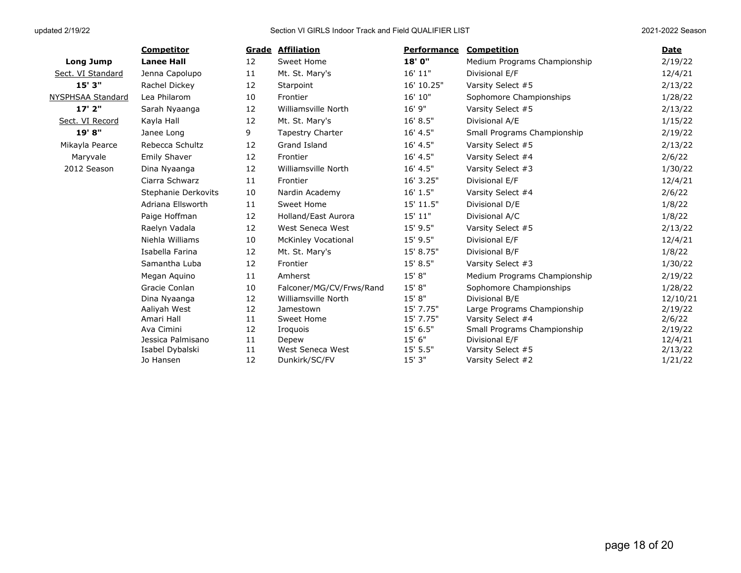updated 2/19/22 — Section VI GIRLS Indoor Track and Field QUALIFIER LIST — 2021-2022 Season

| | Competitor | Grade | Affiliation | Performance | Competition | Date |
|---|---|---|---|---|---|---|
| **Long Jump** | **Lanee Hall** | 12 | Sweet Home | **18' 0"** | Medium Programs Championship | 2/19/22 |
| Sect. VI Standard | Jenna Capolupo | 11 | Mt. St. Mary's | 16' 11" | Divisional E/F | 12/4/21 |
| **15' 3"** | Rachel Dickey | 12 | Starpoint | 16' 10.25" | Varsity Select #5 | 2/13/22 |
| NYSPHSAA Standard | Lea Philarom | 10 | Frontier | 16' 10" | Sophomore Championships | 1/28/22 |
| **17' 2"** | Sarah Nyaanga | 12 | Williamsville North | 16' 9" | Varsity Select #5 | 2/13/22 |
| Sect. VI Record | Kayla Hall | 12 | Mt. St. Mary's | 16' 8.5" | Divisional A/E | 1/15/22 |
| **19' 8"** | Janee Long | 9 | Tapestry Charter | 16' 4.5" | Small Programs Championship | 2/19/22 |
| Mikayla Pearce | Rebecca Schultz | 12 | Grand Island | 16' 4.5" | Varsity Select #5 | 2/13/22 |
| Maryvale | Emily Shaver | 12 | Frontier | 16' 4.5" | Varsity Select #4 | 2/6/22 |
| 2012 Season | Dina Nyaanga | 12 | Williamsville North | 16' 4.5" | Varsity Select #3 | 1/30/22 |
| | Ciarra Schwarz | 11 | Frontier | 16' 3.25" | Divisional E/F | 12/4/21 |
| | Stephanie Derkovits | 10 | Nardin Academy | 16' 1.5" | Varsity Select #4 | 2/6/22 |
| | Adriana Ellsworth | 11 | Sweet Home | 15' 11.5" | Divisional D/E | 1/8/22 |
| | Paige Hoffman | 12 | Holland/East Aurora | 15' 11" | Divisional A/C | 1/8/22 |
| | Raelyn Vadala | 12 | West Seneca West | 15' 9.5" | Varsity Select #5 | 2/13/22 |
| | Niehla Williams | 10 | McKinley Vocational | 15' 9.5" | Divisional E/F | 12/4/21 |
| | Isabella Farina | 12 | Mt. St. Mary's | 15' 8.75" | Divisional B/F | 1/8/22 |
| | Samantha Luba | 12 | Frontier | 15' 8.5" | Varsity Select #3 | 1/30/22 |
| | Megan Aquino | 11 | Amherst | 15' 8" | Medium Programs Championship | 2/19/22 |
| | Gracie Conlan | 10 | Falconer/MG/CV/Frws/Rand | 15' 8" | Sophomore Championships | 1/28/22 |
| | Dina Nyaanga | 12 | Williamsville North | 15' 8" | Divisional B/E | 12/10/21 |
| | Aaliyah West | 12 | Jamestown | 15' 7.75" | Large Programs Championship | 2/19/22 |
| | Amari Hall | 11 | Sweet Home | 15' 7.75" | Varsity Select #4 | 2/6/22 |
| | Ava Cimini | 12 | Iroquois | 15' 6.5" | Small Programs Championship | 2/19/22 |
| | Jessica Palmisano | 11 | Depew | 15' 6" | Divisional E/F | 12/4/21 |
| | Isabel Dybalski | 11 | West Seneca West | 15' 5.5" | Varsity Select #5 | 2/13/22 |
| | Jo Hansen | 12 | Dunkirk/SC/FV | 15' 3" | Varsity Select #2 | 1/21/22 |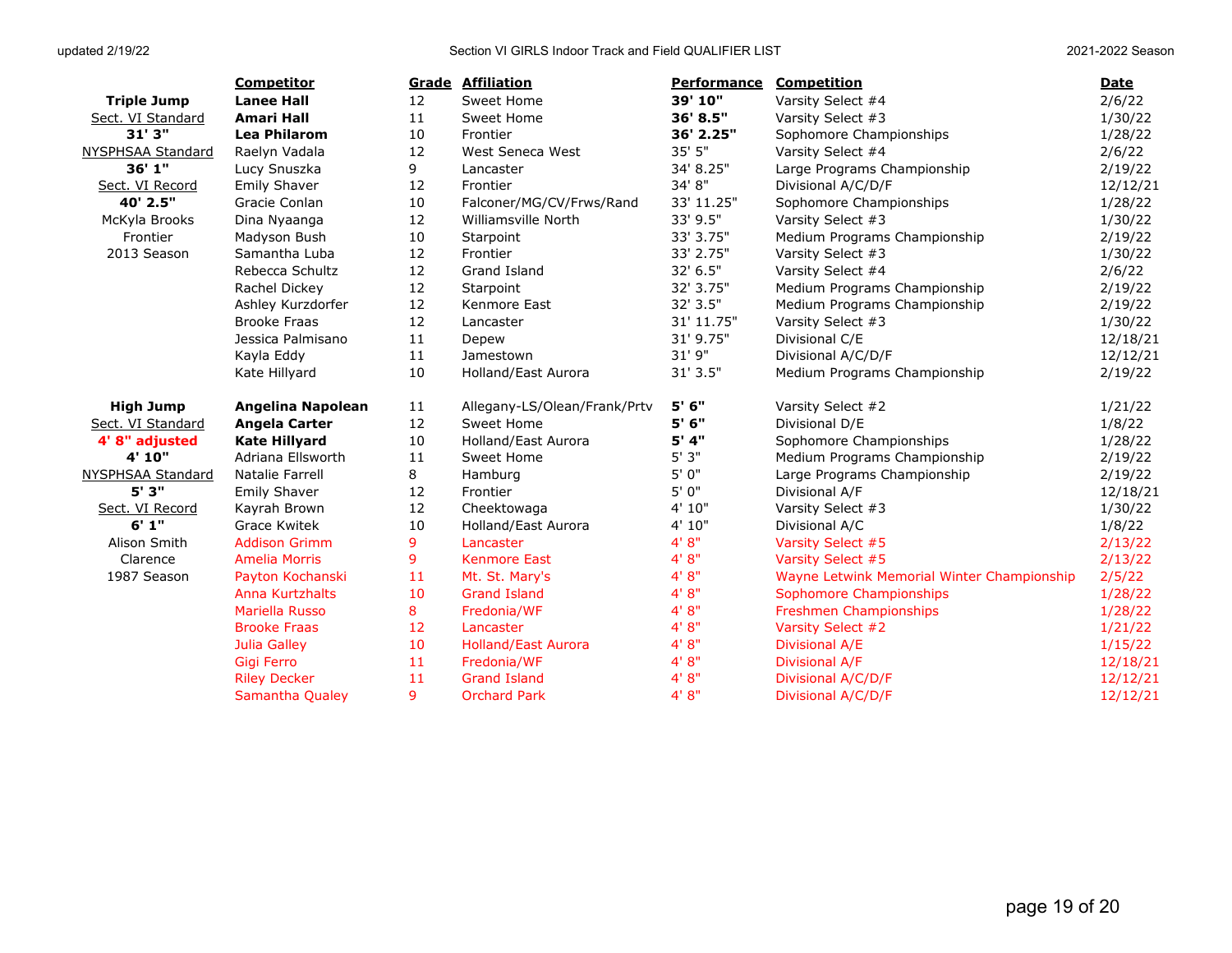updated 2/19/22 — Section VI GIRLS Indoor Track and Field QUALIFIER LIST — 2021-2022 Season

| | Competitor | Grade | Affiliation | Performance | Competition | Date |
|---|---|---|---|---|---|---|
| **Triple Jump** | **Lanee Hall** | 12 | Sweet Home | **39' 10"** | Varsity Select #4 | 2/6/22 |
| Sect. VI Standard | **Amari Hall** | 11 | Sweet Home | **36' 8.5"** | Varsity Select #3 | 1/30/22 |
| **31' 3"** | **Lea Philarom** | 10 | Frontier | **36' 2.25"** | Sophomore Championships | 1/28/22 |
| NYSPHSAA Standard | Raelyn Vadala | 12 | West Seneca West | 35' 5" | Varsity Select #4 | 2/6/22 |
| **36' 1"** | Lucy Snuszka | 9 | Lancaster | 34' 8.25" | Large Programs Championship | 2/19/22 |
| Sect. VI Record | Emily Shaver | 12 | Frontier | 34' 8" | Divisional A/C/D/F | 12/12/21 |
| **40' 2.5"** | Gracie Conlan | 10 | Falconer/MG/CV/Frws/Rand | 33' 11.25" | Sophomore Championships | 1/28/22 |
| McKyla Brooks | Dina Nyaanga | 12 | Williamsville North | 33' 9.5" | Varsity Select #3 | 1/30/22 |
| Frontier | Madyson Bush | 10 | Starpoint | 33' 3.75" | Medium Programs Championship | 2/19/22 |
| 2013 Season | Samantha Luba | 12 | Frontier | 33' 2.75" | Varsity Select #3 | 1/30/22 |
| | Rebecca Schultz | 12 | Grand Island | 32' 6.5" | Varsity Select #4 | 2/6/22 |
| | Rachel Dickey | 12 | Starpoint | 32' 3.75" | Medium Programs Championship | 2/19/22 |
| | Ashley Kurzdorfer | 12 | Kenmore East | 32' 3.5" | Medium Programs Championship | 2/19/22 |
| | Brooke Fraas | 12 | Lancaster | 31' 11.75" | Varsity Select #3 | 1/30/22 |
| | Jessica Palmisano | 11 | Depew | 31' 9.75" | Divisional C/E | 12/18/21 |
| | Kayla Eddy | 11 | Jamestown | 31' 9" | Divisional A/C/D/F | 12/12/21 |
| | Kate Hillyard | 10 | Holland/East Aurora | 31' 3.5" | Medium Programs Championship | 2/19/22 |
| **High Jump** | **Angelina Napolean** | 11 | Allegany-LS/Olean/Frank/Prtv | **5' 6"** | Varsity Select #2 | 1/21/22 |
| Sect. VI Standard | **Angela Carter** | 12 | Sweet Home | **5' 6"** | Divisional D/E | 1/8/22 |
| **4' 8" adjusted** | **Kate Hillyard** | 10 | Holland/East Aurora | **5' 4"** | Sophomore Championships | 1/28/22 |
| **4' 10"** | Adriana Ellsworth | 11 | Sweet Home | 5' 3" | Medium Programs Championship | 2/19/22 |
| NYSPHSAA Standard | Natalie Farrell | 8 | Hamburg | 5' 0" | Large Programs Championship | 2/19/22 |
| **5' 3"** | Emily Shaver | 12 | Frontier | 5' 0" | Divisional A/F | 12/18/21 |
| Sect. VI Record | Kayrah Brown | 12 | Cheektowaga | 4' 10" | Varsity Select #3 | 1/30/22 |
| **6' 1"** | Grace Kwitek | 10 | Holland/East Aurora | 4' 10" | Divisional A/C | 1/8/22 |
| Alison Smith | Addison Grimm | 9 | Lancaster | 4' 8" | Varsity Select #5 | 2/13/22 |
| Clarence | Amelia Morris | 9 | Kenmore East | 4' 8" | Varsity Select #5 | 2/13/22 |
| 1987 Season | Payton Kochanski | 11 | Mt. St. Mary's | 4' 8" | Wayne Letwink Memorial Winter Championship | 2/5/22 |
| | Anna Kurtzhalts | 10 | Grand Island | 4' 8" | Sophomore Championships | 1/28/22 |
| | Mariella Russo | 8 | Fredonia/WF | 4' 8" | Freshmen Championships | 1/28/22 |
| | Brooke Fraas | 12 | Lancaster | 4' 8" | Varsity Select #2 | 1/21/22 |
| | Julia Galley | 10 | Holland/East Aurora | 4' 8" | Divisional A/E | 1/15/22 |
| | Gigi Ferro | 11 | Fredonia/WF | 4' 8" | Divisional A/F | 12/18/21 |
| | Riley Decker | 11 | Grand Island | 4' 8" | Divisional A/C/D/F | 12/12/21 |
| | Samantha Qualey | 9 | Orchard Park | 4' 8" | Divisional A/C/D/F | 12/12/21 |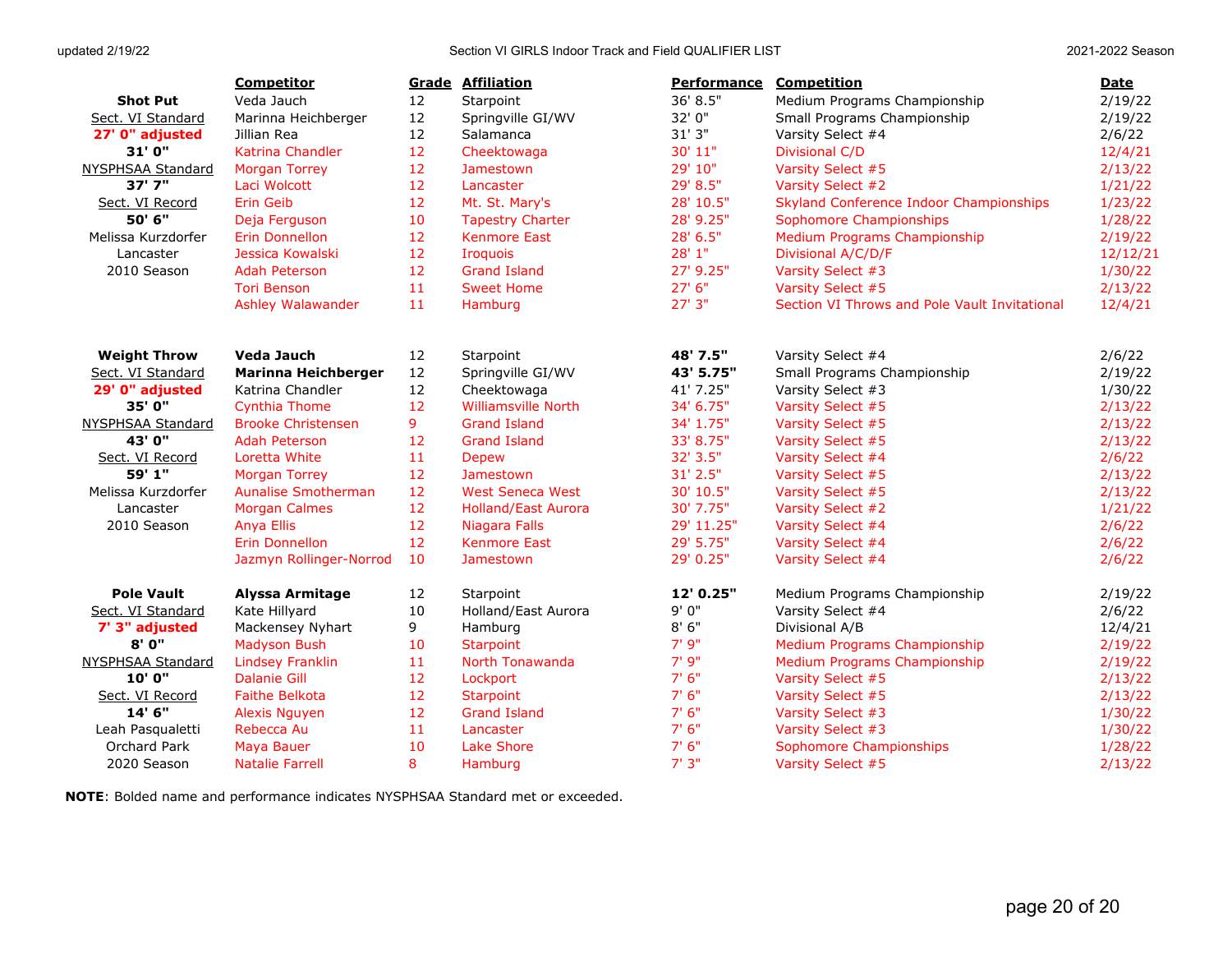| | Competitor | Grade | Affiliation | Performance | Competition | Date |
|---|---|---|---|---|---|---|
| **Shot Put** | Veda Jauch | 12 | Starpoint | 36' 8.5" | Medium Programs Championship | 2/19/22 |
| Sect. VI Standard | Marinna Heichberger | 12 | Springville GI/WV | 32' 0" | Small Programs Championship | 2/19/22 |
| **27' 0" adjusted** | Jillian Rea | 12 | Salamanca | 31' 3" | Varsity Select #4 | 2/6/22 |
| **31' 0"** | Katrina Chandler | 12 | Cheektowaga | 30' 11" | Divisional C/D | 12/4/21 |
| NYSPHSAA Standard | Morgan Torrey | 12 | Jamestown | 29' 10" | Varsity Select #5 | 2/13/22 |
| **37' 7"** | Laci Wolcott | 12 | Lancaster | 29' 8.5" | Varsity Select #2 | 1/21/22 |
| Sect. VI Record | Erin Geib | 12 | Mt. St. Mary's | 28' 10.5" | Skyland Conference Indoor Championships | 1/23/22 |
| **50' 6"** | Deja Ferguson | 10 | Tapestry Charter | 28' 9.25" | Sophomore Championships | 1/28/22 |
| Melissa Kurzdorfer | Erin Donnellon | 12 | Kenmore East | 28' 6.5" | Medium Programs Championship | 2/19/22 |
| Lancaster | Jessica Kowalski | 12 | Iroquois | 28' 1" | Divisional A/C/D/F | 12/12/21 |
| 2010 Season | Adah Peterson | 12 | Grand Island | 27' 9.25" | Varsity Select #3 | 1/30/22 |
| | Tori Benson | 11 | Sweet Home | 27' 6" | Varsity Select #5 | 2/13/22 |
| | Ashley Walawander | 11 | Hamburg | 27' 3" | Section VI Throws and Pole Vault Invitational | 12/4/21 |
| | | | | | | |
| **Weight Throw** | **Veda Jauch** | 12 | Starpoint | **48' 7.5"** | Varsity Select #4 | 2/6/22 |
| Sect. VI Standard | **Marinna Heichberger** | 12 | Springville GI/WV | **43' 5.75"** | Small Programs Championship | 2/19/22 |
| **29' 0" adjusted** | Katrina Chandler | 12 | Cheektowaga | 41' 7.25" | Varsity Select #3 | 1/30/22 |
| **35' 0"** | Cynthia Thome | 12 | Williamsville North | 34' 6.75" | Varsity Select #5 | 2/13/22 |
| NYSPHSAA Standard | Brooke Christensen | 9 | Grand Island | 34' 1.75" | Varsity Select #5 | 2/13/22 |
| **43' 0"** | Adah Peterson | 12 | Grand Island | 33' 8.75" | Varsity Select #5 | 2/13/22 |
| Sect. VI Record | Loretta White | 11 | Depew | 32' 3.5" | Varsity Select #4 | 2/6/22 |
| **59' 1"** | Morgan Torrey | 12 | Jamestown | 31' 2.5" | Varsity Select #5 | 2/13/22 |
| Melissa Kurzdorfer | Aunalise Smotherman | 12 | West Seneca West | 30' 10.5" | Varsity Select #5 | 2/13/22 |
| Lancaster | Morgan Calmes | 12 | Holland/East Aurora | 30' 7.75" | Varsity Select #2 | 1/21/22 |
| 2010 Season | Anya Ellis | 12 | Niagara Falls | 29' 11.25" | Varsity Select #4 | 2/6/22 |
| | Erin Donnellon | 12 | Kenmore East | 29' 5.75" | Varsity Select #4 | 2/6/22 |
| | Jazmyn Rollinger-Norrod | 10 | Jamestown | 29' 0.25" | Varsity Select #4 | 2/6/22 |
| | | | | | | |
| **Pole Vault** | **Alyssa Armitage** | 12 | Starpoint | **12' 0.25"** | Medium Programs Championship | 2/19/22 |
| Sect. VI Standard | Kate Hillyard | 10 | Holland/East Aurora | 9' 0" | Varsity Select #4 | 2/6/22 |
| **7' 3" adjusted** | Mackensey Nyhart | 9 | Hamburg | 8' 6" | Divisional A/B | 12/4/21 |
| **8' 0"** | Madyson Bush | 10 | Starpoint | 7' 9" | Medium Programs Championship | 2/19/22 |
| NYSPHSAA Standard | Lindsey Franklin | 11 | North Tonawanda | 7' 9" | Medium Programs Championship | 2/19/22 |
| **10' 0"** | Dalanie Gill | 12 | Lockport | 7' 6" | Varsity Select #5 | 2/13/22 |
| Sect. VI Record | Faithe Belkota | 12 | Starpoint | 7' 6" | Varsity Select #5 | 2/13/22 |
| **14' 6"** | Alexis Nguyen | 12 | Grand Island | 7' 6" | Varsity Select #3 | 1/30/22 |
| Leah Pasqualetti | Rebecca Au | 11 | Lancaster | 7' 6" | Varsity Select #3 | 1/30/22 |
| Orchard Park | Maya Bauer | 10 | Lake Shore | 7' 6" | Sophomore Championships | 1/28/22 |
| 2020 Season | Natalie Farrell | 8 | Hamburg | 7' 3" | Varsity Select #5 | 2/13/22 |

**NOTE**: Bolded name and performance indicates NYSPHSAA Standard met or exceeded.